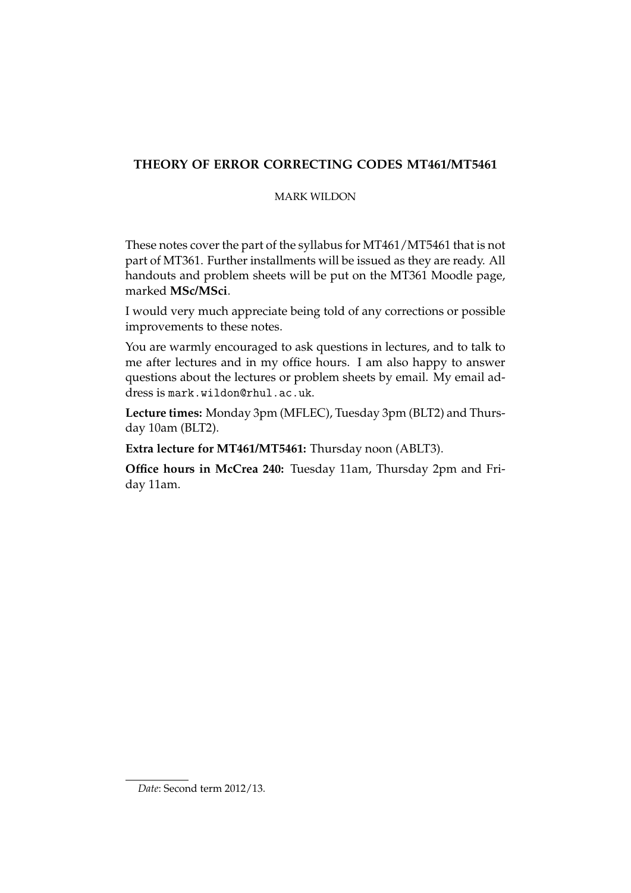# THEORY OF ERROR CORRECTING CODES MT461/MT5461

MARK WILDON

These notes cover the part of the syllabus for MT461/MT5461 that is not part of MT361. Further installments will be issued as they are ready. All handouts and problem sheets will be put on the MT361 Moodle page, marked **MSc/MSci**.

I would very much appreciate being told of any corrections or possible improvements to these notes.

You are warmly encouraged to ask questions in lectures, and to talk to me after lectures and in my office hours. I am also happy to answer questions about the lectures or problem sheets by email. My email address is `mark.wildon@rhul.ac.uk`.

**Lecture times:** Monday 3pm (MFLEC), Tuesday 3pm (BLT2) and Thursday 10am (BLT2).

**Extra lecture for MT461/MT5461:** Thursday noon (ABLT3).

**Office hours in McCrea 240:** Tuesday 11am, Thursday 2pm and Friday 11am.

---

*Date*: Second term 2012/13.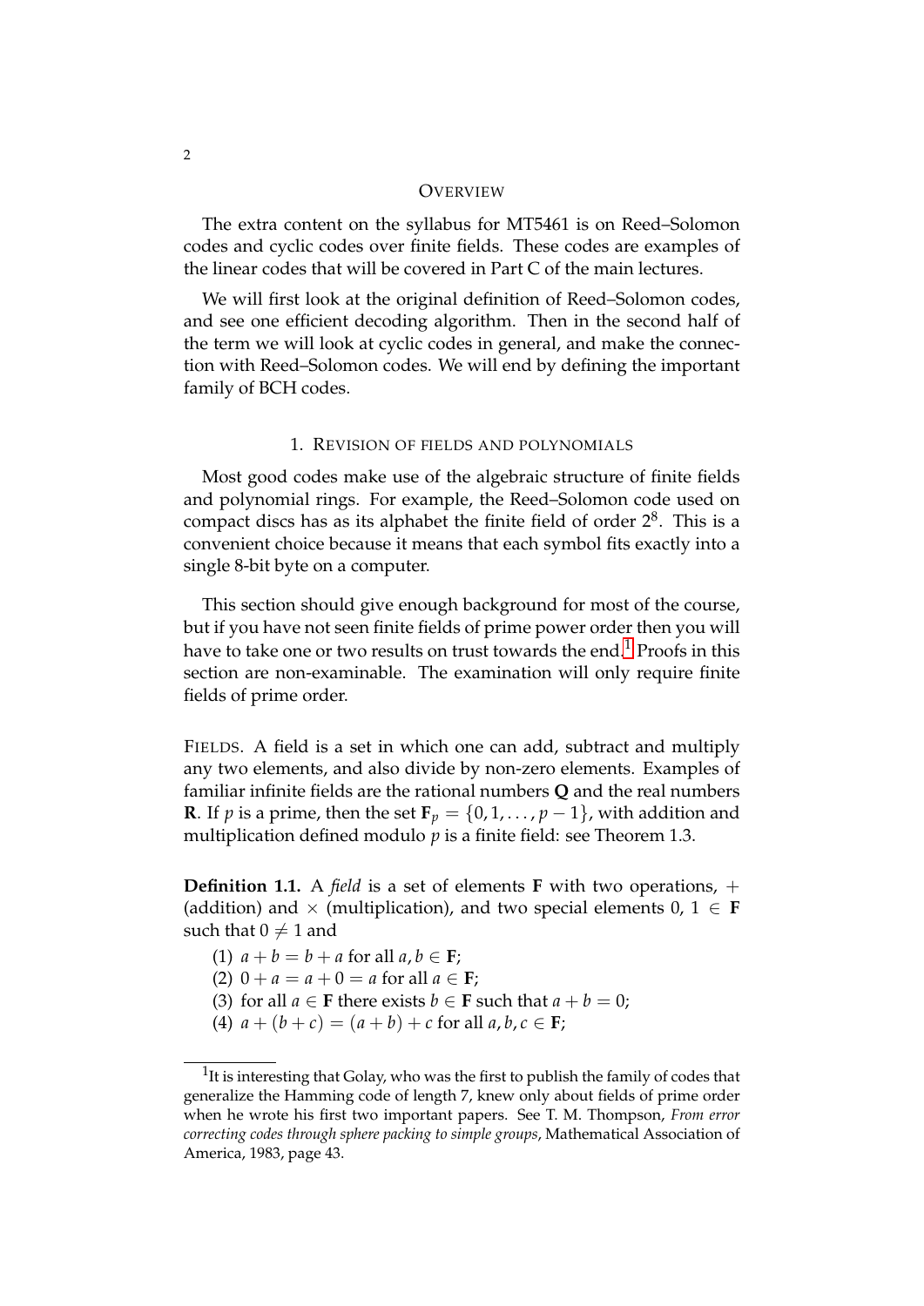## Overview

The extra content on the syllabus for MT5461 is on Reed–Solomon codes and cyclic codes over finite fields. These codes are examples of the linear codes that will be covered in Part C of the main lectures.

We will first look at the original definition of Reed–Solomon codes, and see one efficient decoding algorithm. Then in the second half of the term we will look at cyclic codes in general, and make the connection with Reed–Solomon codes. We will end by defining the important family of BCH codes.

## 1. Revision of fields and polynomials

Most good codes make use of the algebraic structure of finite fields and polynomial rings. For example, the Reed–Solomon code used on compact discs has as its alphabet the finite field of order $2^8$. This is a convenient choice because it means that each symbol fits exactly into a single 8-bit byte on a computer.

This section should give enough background for most of the course, but if you have not seen finite fields of prime power order then you will have to take one or two results on trust towards the end.[1] Proofs in this section are non-examinable. The examination will only require finite fields of prime order.

FIELDS. A field is a set in which one can add, subtract and multiply any two elements, and also divide by non-zero elements. Examples of familiar infinite fields are the rational numbers $\mathbf{Q}$ and the real numbers $\mathbf{R}$. If $p$ is a prime, then the set $\mathbf{F}_p = \{0, 1, \ldots, p-1\}$, with addition and multiplication defined modulo $p$ is a finite field: see Theorem 1.3.

**Definition 1.1.** A *field* is a set of elements $\mathbf{F}$ with two operations, $+$ (addition) and $\times$ (multiplication), and two special elements $0$, $1 \in \mathbf{F}$ such that $0 \neq 1$ and

(1) $a + b = b + a$ for all $a, b \in \mathbf{F}$;
(2) $0 + a = a + 0 = a$ for all $a \in \mathbf{F}$;
(3) for all $a \in \mathbf{F}$ there exists $b \in \mathbf{F}$ such that $a + b = 0$;
(4) $a + (b + c) = (a + b) + c$ for all $a, b, c \in \mathbf{F}$;

[1] It is interesting that Golay, who was the first to publish the family of codes that generalize the Hamming code of length 7, knew only about fields of prime order when he wrote his first two important papers. See T. M. Thompson, *From error correcting codes through sphere packing to simple groups*, Mathematical Association of America, 1983, page 43.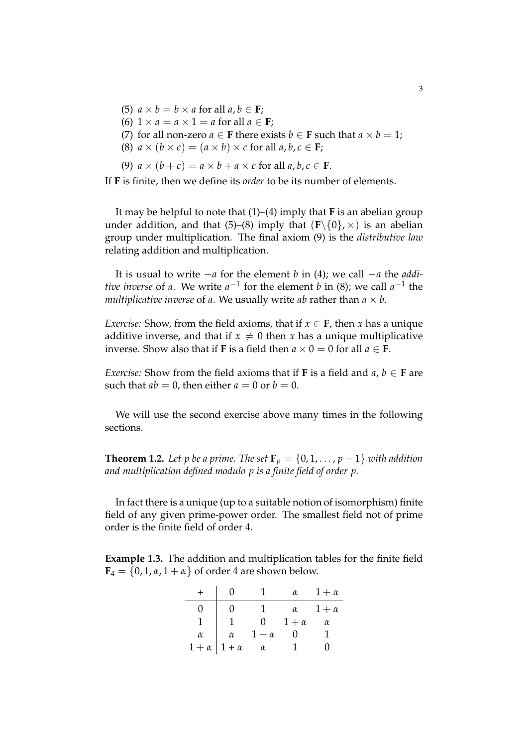(5) $a \times b = b \times a$ for all $a, b \in \mathbf{F}$;

(6) $1 \times a = a \times 1 = a$ for all $a \in \mathbf{F}$;

(7) for all non-zero $a \in \mathbf{F}$ there exists $b \in \mathbf{F}$ such that $a \times b = 1$;

(8) $a \times (b \times c) = (a \times b) \times c$ for all $a, b, c \in \mathbf{F}$;

(9) $a \times (b + c) = a \times b + a \times c$ for all $a, b, c \in \mathbf{F}$.

If $\mathbf{F}$ is finite, then we define its *order* to be its number of elements.

It may be helpful to note that (1)–(4) imply that $\mathbf{F}$ is an abelian group under addition, and that (5)–(8) imply that $(\mathbf{F}\backslash\{0\}, \times)$ is an abelian group under multiplication. The final axiom (9) is the *distributive law* relating addition and multiplication.

It is usual to write $-a$ for the element $b$ in (4); we call $-a$ the *additive inverse* of $a$. We write $a^{-1}$ for the element $b$ in (8); we call $a^{-1}$ the *multiplicative inverse* of $a$. We usually write $ab$ rather than $a \times b$.

*Exercise:* Show, from the field axioms, that if $x \in \mathbf{F}$, then $x$ has a unique additive inverse, and that if $x \neq 0$ then $x$ has a unique multiplicative inverse. Show also that if $\mathbf{F}$ is a field then $a \times 0 = 0$ for all $a \in \mathbf{F}$.

*Exercise:* Show from the field axioms that if $\mathbf{F}$ is a field and $a, b \in \mathbf{F}$ are such that $ab = 0$, then either $a = 0$ or $b = 0$.

We will use the second exercise above many times in the following sections.

**Theorem 1.2.** *Let $p$ be a prime. The set $\mathbf{F}_p = \{0, 1, \ldots, p-1\}$ with addition and multiplication defined modulo $p$ is a finite field of order $p$.*

In fact there is a unique (up to a suitable notion of isomorphism) finite field of any given prime-power order. The smallest field not of prime order is the finite field of order 4.

**Example 1.3.** The addition and multiplication tables for the finite field $\mathbf{F}_4 = \{0, 1, \alpha, 1+\alpha\}$ of order 4 are shown below.

| $+$ | $0$ | $1$ | $\alpha$ | $1+\alpha$ |
|---|---|---|---|---|
| $0$ | $0$ | $1$ | $\alpha$ | $1+\alpha$ |
| $1$ | $1$ | $0$ | $1+\alpha$ | $\alpha$ |
| $\alpha$ | $\alpha$ | $1+\alpha$ | $0$ | $1$ |
| $1+\alpha$ | $1+\alpha$ | $\alpha$ | $1$ | $0$ |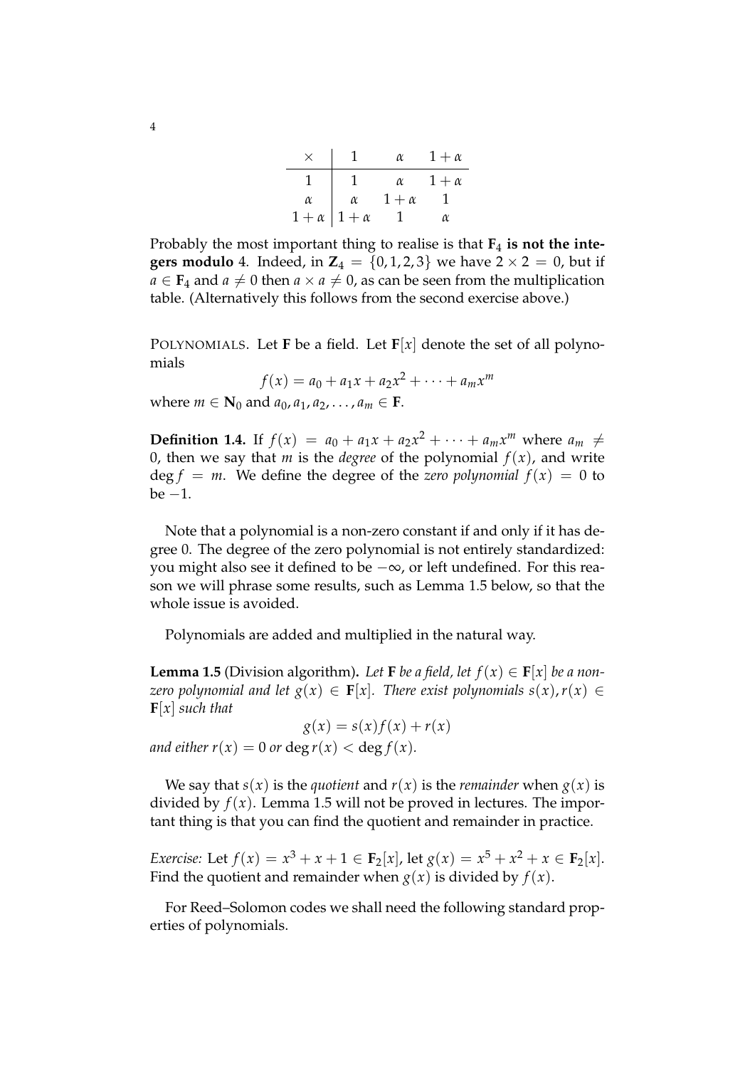| $\times$ | $1$ | $\alpha$ | $1+\alpha$ |
|---|---|---|---|
| $1$ | $1$ | $\alpha$ | $1+\alpha$ |
| $\alpha$ | $\alpha$ | $1+\alpha$ | $1$ |
| $1+\alpha$ | $1+\alpha$ | $1$ | $\alpha$ |

Probably the most important thing to realise is that $\mathbf{F}_4$ **is not the integers modulo** 4. Indeed, in $\mathbf{Z}_4 = \{0, 1, 2, 3\}$ we have $2 \times 2 = 0$, but if $a \in \mathbf{F}_4$ and $a \neq 0$ then $a \times a \neq 0$, as can be seen from the multiplication table. (Alternatively this follows from the second exercise above.)

POLYNOMIALS. Let $\mathbf{F}$ be a field. Let $\mathbf{F}[x]$ denote the set of all polynomials

$$f(x) = a_0 + a_1 x + a_2 x^2 + \cdots + a_m x^m$$

where $m \in \mathbf{N}_0$ and $a_0, a_1, a_2, \ldots, a_m \in \mathbf{F}$.

**Definition 1.4.** If $f(x) = a_0 + a_1 x + a_2 x^2 + \cdots + a_m x^m$ where $a_m \neq 0$, then we say that $m$ is the *degree* of the polynomial $f(x)$, and write $\deg f = m$. We define the degree of the *zero polynomial* $f(x) = 0$ to be $-1$.

Note that a polynomial is a non-zero constant if and only if it has degree 0. The degree of the zero polynomial is not entirely standardized: you might also see it defined to be $-\infty$, or left undefined. For this reason we will phrase some results, such as Lemma 1.5 below, so that the whole issue is avoided.

Polynomials are added and multiplied in the natural way.

**Lemma 1.5** (Division algorithm)**.** *Let $\mathbf{F}$ be a field, let $f(x) \in \mathbf{F}[x]$ be a non-zero polynomial and let $g(x) \in \mathbf{F}[x]$. There exist polynomials $s(x), r(x) \in \mathbf{F}[x]$ such that*

$$g(x) = s(x)f(x) + r(x)$$

*and either $r(x) = 0$ or $\deg r(x) < \deg f(x)$.*

We say that $s(x)$ is the *quotient* and $r(x)$ is the *remainder* when $g(x)$ is divided by $f(x)$. Lemma 1.5 will not be proved in lectures. The important thing is that you can find the quotient and remainder in practice.

*Exercise:* Let $f(x) = x^3 + x + 1 \in \mathbf{F}_2[x]$, let $g(x) = x^5 + x^2 + x \in \mathbf{F}_2[x]$. Find the quotient and remainder when $g(x)$ is divided by $f(x)$.

For Reed–Solomon codes we shall need the following standard properties of polynomials.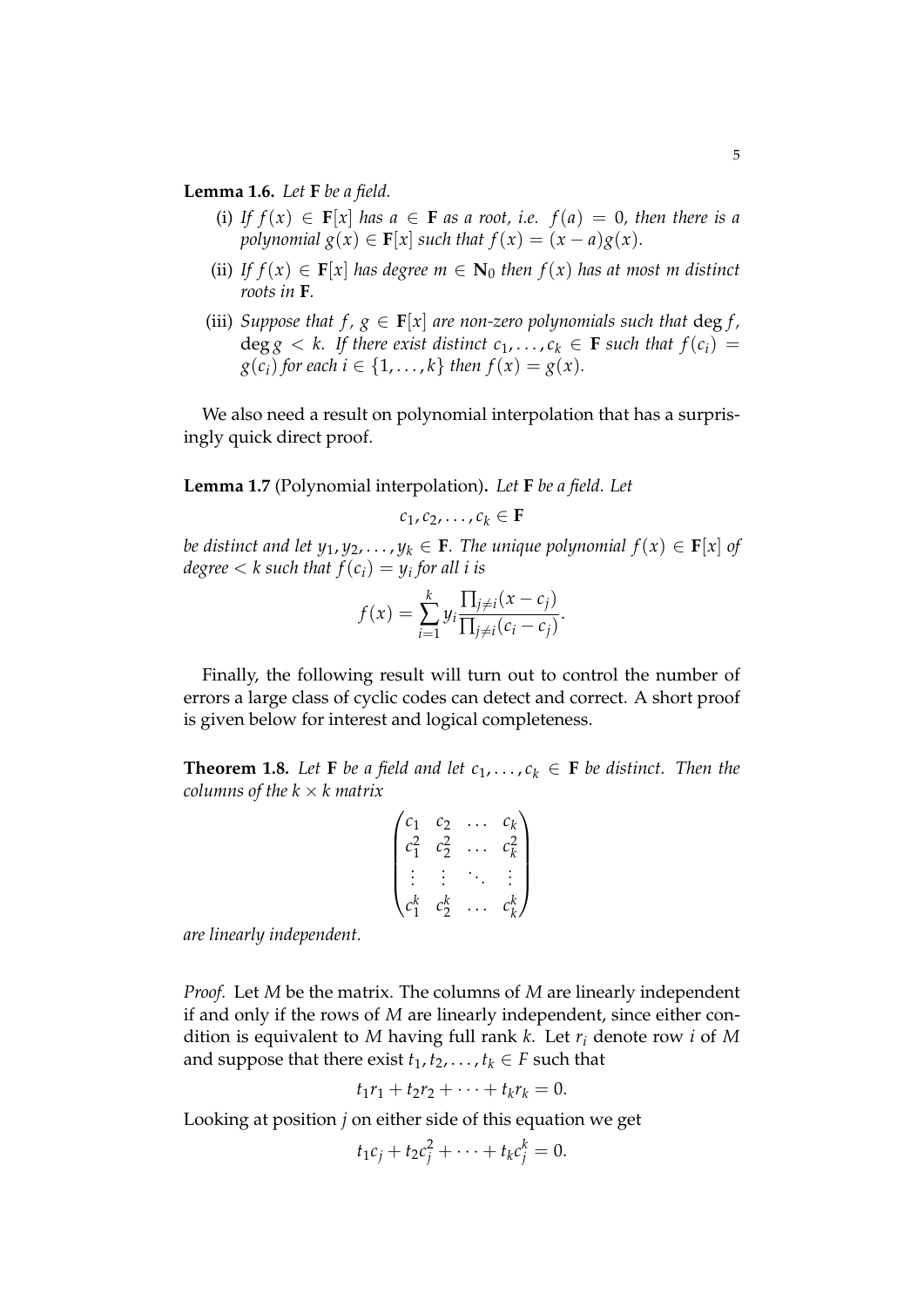**Lemma 1.6.** *Let* $\mathbf{F}$ *be a field.*

(i) *If* $f(x) \in \mathbf{F}[x]$ *has* $a \in \mathbf{F}$ *as a root, i.e.* $f(a) = 0$*, then there is a polynomial* $g(x) \in \mathbf{F}[x]$ *such that* $f(x) = (x-a)g(x)$*.*

(ii) *If* $f(x) \in \mathbf{F}[x]$ *has degree* $m \in \mathbf{N}_0$ *then* $f(x)$ *has at most* $m$ *distinct roots in* $\mathbf{F}$*.*

(iii) *Suppose that* $f$*,* $g \in \mathbf{F}[x]$ *are non-zero polynomials such that* $\deg f$*,* $\deg g < k$*. If there exist distinct* $c_1, \ldots, c_k \in \mathbf{F}$ *such that* $f(c_i) = g(c_i)$ *for each* $i \in \{1, \ldots, k\}$ *then* $f(x) = g(x)$*.*

We also need a result on polynomial interpolation that has a surprisingly quick direct proof.

**Lemma 1.7** (Polynomial interpolation)**.** *Let* $\mathbf{F}$ *be a field. Let*

$$c_1, c_2, \ldots, c_k \in \mathbf{F}$$

*be distinct and let* $y_1, y_2, \ldots, y_k \in \mathbf{F}$*. The unique polynomial* $f(x) \in \mathbf{F}[x]$ *of degree* $< k$ *such that* $f(c_i) = y_i$ *for all* $i$ *is*

$$f(x) = \sum_{i=1}^{k} y_i \frac{\prod_{j \neq i}(x - c_j)}{\prod_{j \neq i}(c_i - c_j)}.$$

Finally, the following result will turn out to control the number of errors a large class of cyclic codes can detect and correct. A short proof is given below for interest and logical completeness.

**Theorem 1.8.** *Let* $\mathbf{F}$ *be a field and let* $c_1, \ldots, c_k \in \mathbf{F}$ *be distinct. Then the columns of the* $k \times k$ *matrix*

$$\begin{pmatrix} c_1 & c_2 & \ldots & c_k \\ c_1^2 & c_2^2 & \ldots & c_k^2 \\ \vdots & \vdots & \ddots & \vdots \\ c_1^k & c_2^k & \ldots & c_k^k \end{pmatrix}$$

*are linearly independent.*

*Proof.* Let $M$ be the matrix. The columns of $M$ are linearly independent if and only if the rows of $M$ are linearly independent, since either condition is equivalent to $M$ having full rank $k$. Let $r_i$ denote row $i$ of $M$ and suppose that there exist $t_1, t_2, \ldots, t_k \in F$ such that

$$t_1 r_1 + t_2 r_2 + \cdots + t_k r_k = 0.$$

Looking at position $j$ on either side of this equation we get

$$t_1 c_j + t_2 c_j^2 + \cdots + t_k c_j^k = 0.$$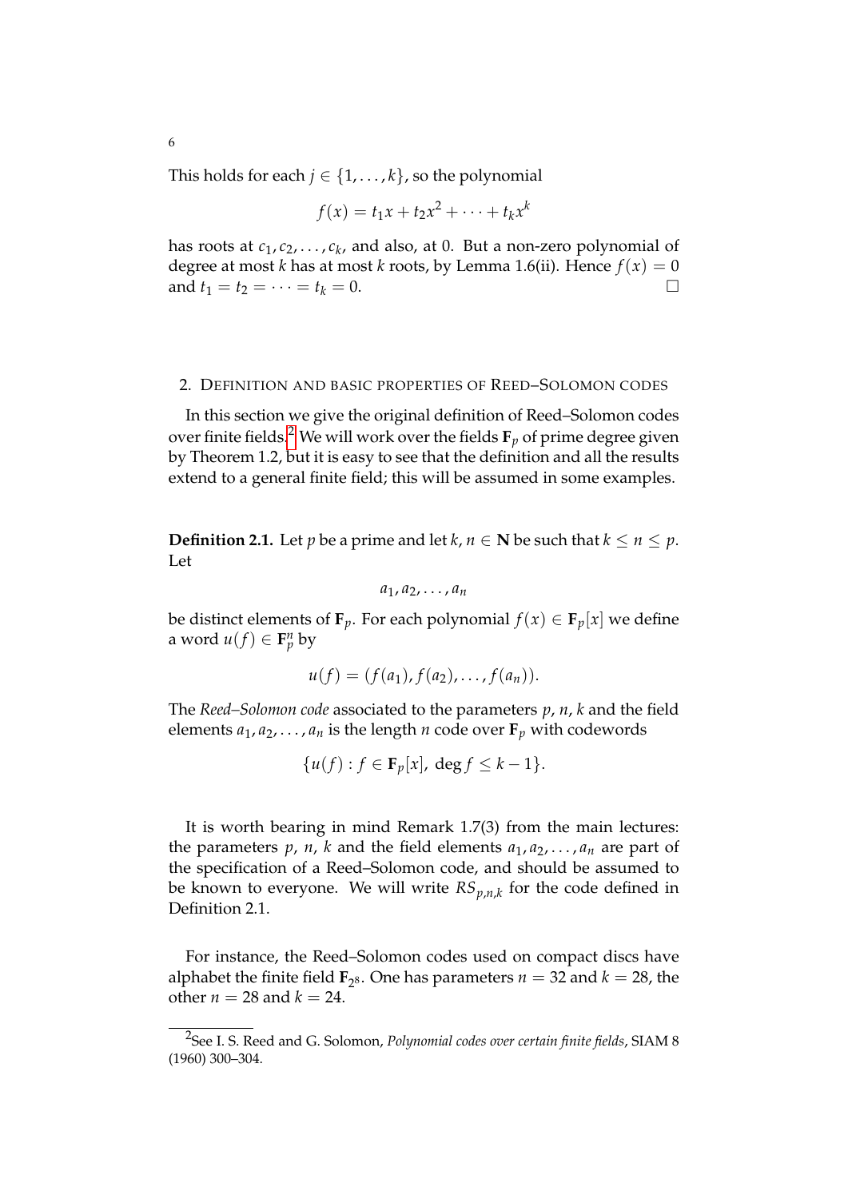This holds for each $j \in \{1, \ldots, k\}$, so the polynomial

$$f(x) = t_1 x + t_2 x^2 + \cdots + t_k x^k$$

has roots at $c_1, c_2, \ldots, c_k$, and also, at 0. But a non-zero polynomial of degree at most $k$ has at most $k$ roots, by Lemma 1.6(ii). Hence $f(x) = 0$ and $t_1 = t_2 = \cdots = t_k = 0$. □

## 2. Definition and basic properties of Reed–Solomon codes

In this section we give the original definition of Reed–Solomon codes over finite fields.[2] We will work over the fields $\mathbf{F}_p$ of prime degree given by Theorem 1.2, but it is easy to see that the definition and all the results extend to a general finite field; this will be assumed in some examples.

**Definition 2.1.** Let $p$ be a prime and let $k, n \in \mathbf{N}$ be such that $k \leq n \leq p$. Let

$$a_1, a_2, \ldots, a_n$$

be distinct elements of $\mathbf{F}_p$. For each polynomial $f(x) \in \mathbf{F}_p[x]$ we define a word $u(f) \in \mathbf{F}_p^n$ by

$$u(f) = (f(a_1), f(a_2), \ldots, f(a_n)).$$

The *Reed–Solomon code* associated to the parameters $p$, $n$, $k$ and the field elements $a_1, a_2, \ldots, a_n$ is the length $n$ code over $\mathbf{F}_p$ with codewords

$$\{u(f) : f \in \mathbf{F}_p[x],\ \deg f \leq k-1\}.$$

It is worth bearing in mind Remark 1.7(3) from the main lectures: the parameters $p$, $n$, $k$ and the field elements $a_1, a_2, \ldots, a_n$ are part of the specification of a Reed–Solomon code, and should be assumed to be known to everyone. We will write $RS_{p,n,k}$ for the code defined in Definition 2.1.

For instance, the Reed–Solomon codes used on compact discs have alphabet the finite field $\mathbf{F}_{2^8}$. One has parameters $n = 32$ and $k = 28$, the other $n = 28$ and $k = 24$.

[2] See I. S. Reed and G. Solomon, *Polynomial codes over certain finite fields*, SIAM 8 (1960) 300–304.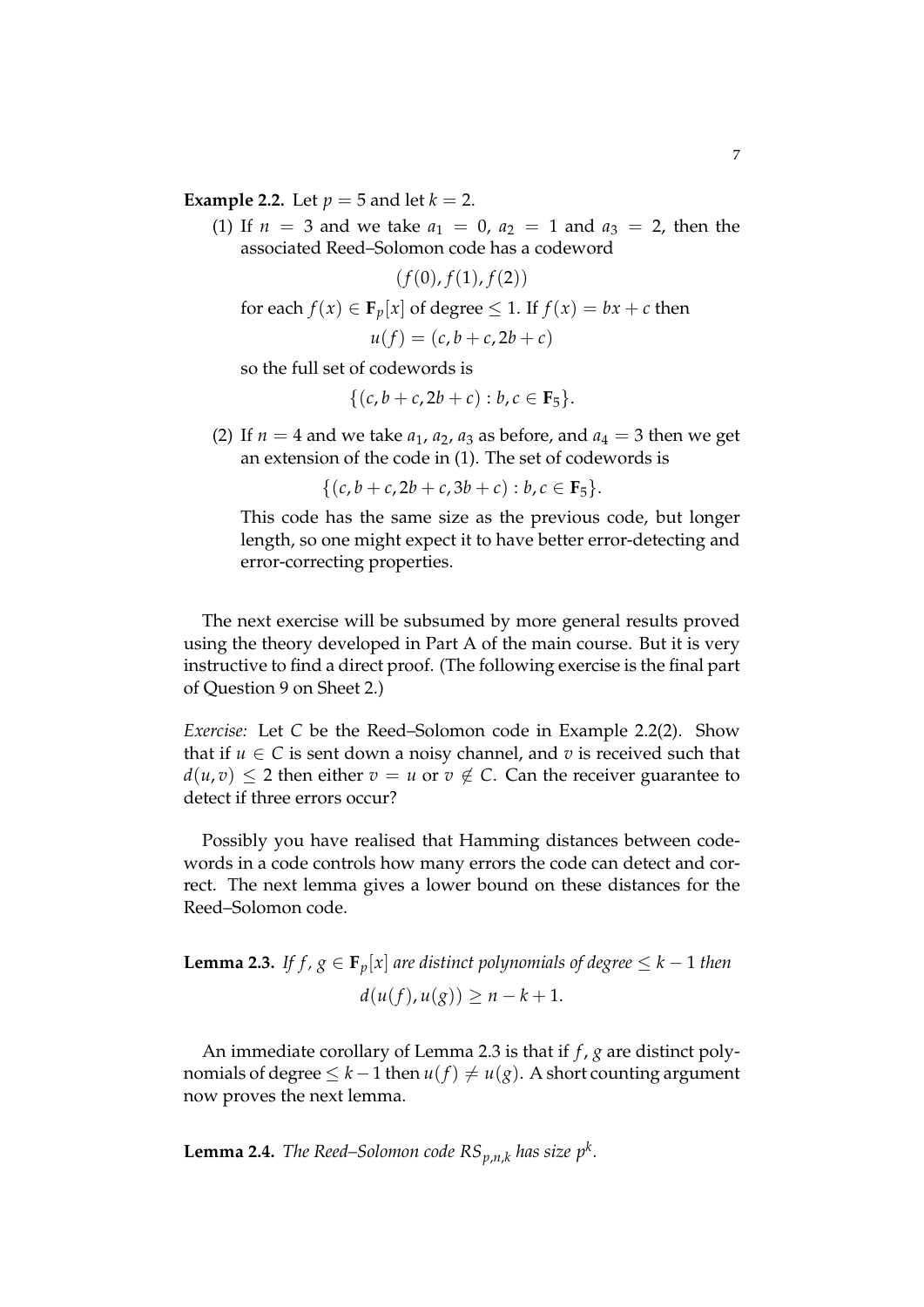**Example 2.2.** Let $p = 5$ and let $k = 2$.

(1) If $n = 3$ and we take $a_1 = 0$, $a_2 = 1$ and $a_3 = 2$, then the associated Reed–Solomon code has a codeword

$$(f(0), f(1), f(2))$$

for each $f(x) \in \mathbf{F}_p[x]$ of degree $\leq 1$. If $f(x) = bx + c$ then

$$u(f) = (c, b + c, 2b + c)$$

so the full set of codewords is

$$\{(c, b + c, 2b + c) : b, c \in \mathbf{F}_5\}.$$

(2) If $n = 4$ and we take $a_1$, $a_2$, $a_3$ as before, and $a_4 = 3$ then we get an extension of the code in (1). The set of codewords is

$$\{(c, b + c, 2b + c, 3b + c) : b, c \in \mathbf{F}_5\}.$$

This code has the same size as the previous code, but longer length, so one might expect it to have better error-detecting and error-correcting properties.

The next exercise will be subsumed by more general results proved using the theory developed in Part A of the main course. But it is very instructive to find a direct proof. (The following exercise is the final part of Question 9 on Sheet 2.)

*Exercise:* Let $C$ be the Reed–Solomon code in Example 2.2(2). Show that if $u \in C$ is sent down a noisy channel, and $v$ is received such that $d(u, v) \leq 2$ then either $v = u$ or $v \notin C$. Can the receiver guarantee to detect if three errors occur?

Possibly you have realised that Hamming distances between codewords in a code controls how many errors the code can detect and correct. The next lemma gives a lower bound on these distances for the Reed–Solomon code.

**Lemma 2.3.** *If $f$, $g \in \mathbf{F}_p[x]$ are distinct polynomials of degree $\leq k - 1$ then*

$$d(u(f), u(g)) \geq n - k + 1.$$

An immediate corollary of Lemma 2.3 is that if $f$, $g$ are distinct polynomials of degree $\leq k - 1$ then $u(f) \neq u(g)$. A short counting argument now proves the next lemma.

**Lemma 2.4.** *The Reed–Solomon code $RS_{p,n,k}$ has size $p^k$.*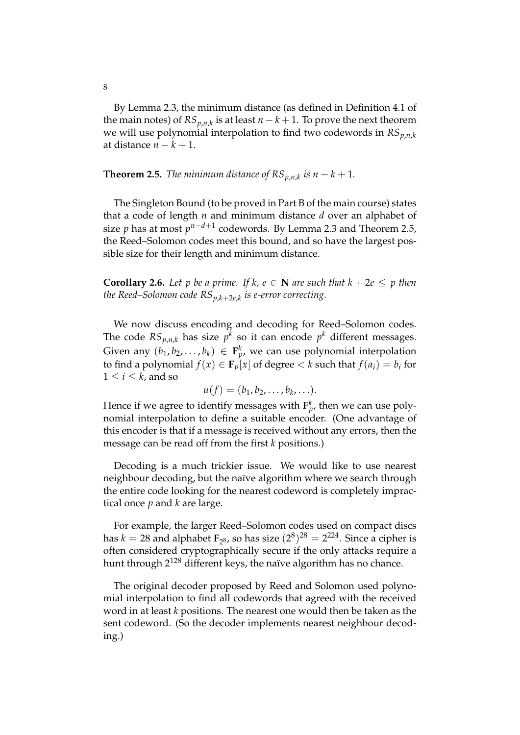By Lemma 2.3, the minimum distance (as defined in Definition 4.1 of the main notes) of $RS_{p,n,k}$ is at least $n - k + 1$. To prove the next theorem we will use polynomial interpolation to find two codewords in $RS_{p,n,k}$ at distance $n - k + 1$.

**Theorem 2.5.** *The minimum distance of $RS_{p,n,k}$ is $n - k + 1$.*

The Singleton Bound (to be proved in Part B of the main course) states that a code of length $n$ and minimum distance $d$ over an alphabet of size $p$ has at most $p^{n-d+1}$ codewords. By Lemma 2.3 and Theorem 2.5, the Reed–Solomon codes meet this bound, and so have the largest possible size for their length and minimum distance.

**Corollary 2.6.** *Let $p$ be a prime. If $k$, $e \in \mathbf{N}$ are such that $k + 2e \leq p$ then the Reed–Solomon code $RS_{p,k+2e,k}$ is e-error correcting.*

We now discuss encoding and decoding for Reed–Solomon codes. The code $RS_{p,n,k}$ has size $p^k$ so it can encode $p^k$ different messages. Given any $(b_1, b_2, \ldots, b_k) \in \mathbf{F}_p^k$, we can use polynomial interpolation to find a polynomial $f(x) \in \mathbf{F}_p[x]$ of degree $< k$ such that $f(a_i) = b_i$ for $1 \leq i \leq k$, and so

$$u(f) = (b_1, b_2, \ldots, b_k, \ldots).$$

Hence if we agree to identify messages with $\mathbf{F}_p^k$, then we can use polynomial interpolation to define a suitable encoder. (One advantage of this encoder is that if a message is received without any errors, then the message can be read off from the first $k$ positions.)

Decoding is a much trickier issue. We would like to use nearest neighbour decoding, but the naïve algorithm where we search through the entire code looking for the nearest codeword is completely impractical once $p$ and $k$ are large.

For example, the larger Reed–Solomon codes used on compact discs has $k = 28$ and alphabet $\mathbf{F}_{2^8}$, so has size $(2^8)^{28} = 2^{224}$. Since a cipher is often considered cryptographically secure if the only attacks require a hunt through $2^{128}$ different keys, the naïve algorithm has no chance.

The original decoder proposed by Reed and Solomon used polynomial interpolation to find all codewords that agreed with the received word in at least $k$ positions. The nearest one would then be taken as the sent codeword. (So the decoder implements nearest neighbour decoding.)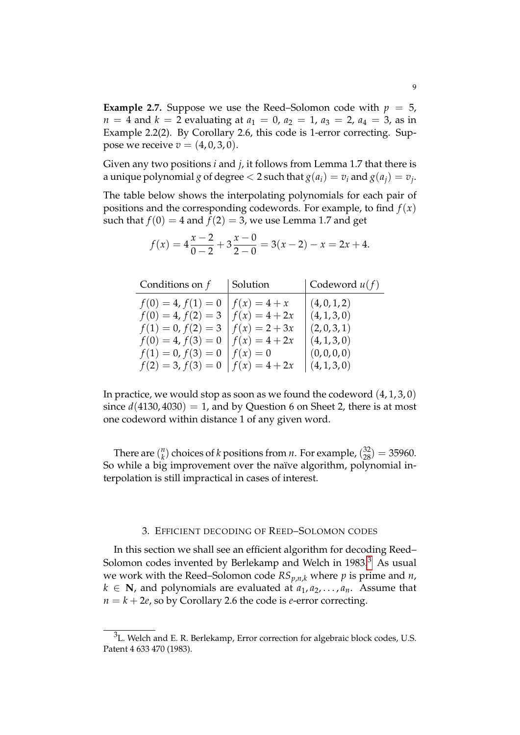**Example 2.7.** Suppose we use the Reed–Solomon code with $p = 5$, $n = 4$ and $k = 2$ evaluating at $a_1 = 0$, $a_2 = 1$, $a_3 = 2$, $a_4 = 3$, as in Example 2.2(2). By Corollary 2.6, this code is 1-error correcting. Suppose we receive $v = (4, 0, 3, 0)$.

Given any two positions $i$ and $j$, it follows from Lemma 1.7 that there is a unique polynomial $g$ of degree $< 2$ such that $g(a_i) = v_i$ and $g(a_j) = v_j$.

The table below shows the interpolating polynomials for each pair of positions and the corresponding codewords. For example, to find $f(x)$ such that $f(0) = 4$ and $f(2) = 3$, we use Lemma 1.7 and get

$$f(x) = 4\frac{x-2}{0-2} + 3\frac{x-0}{2-0} = 3(x-2) - x = 2x + 4.$$

| Conditions on $f$ | Solution | Codeword $u(f)$ |
|---|---|---|
| $f(0) = 4$, $f(1) = 0$ | $f(x) = 4 + x$ | $(4, 0, 1, 2)$ |
| $f(0) = 4$, $f(2) = 3$ | $f(x) = 4 + 2x$ | $(4, 1, 3, 0)$ |
| $f(1) = 0$, $f(2) = 3$ | $f(x) = 2 + 3x$ | $(2, 0, 3, 1)$ |
| $f(0) = 4$, $f(3) = 0$ | $f(x) = 4 + 2x$ | $(4, 1, 3, 0)$ |
| $f(1) = 0$, $f(3) = 0$ | $f(x) = 0$ | $(0, 0, 0, 0)$ |
| $f(2) = 3$, $f(3) = 0$ | $f(x) = 4 + 2x$ | $(4, 1, 3, 0)$ |

In practice, we would stop as soon as we found the codeword $(4, 1, 3, 0)$ since $d(4130, 4030) = 1$, and by Question 6 on Sheet 2, there is at most one codeword within distance 1 of any given word.

There are $\binom{n}{k}$ choices of $k$ positions from $n$. For example, $\binom{32}{28} = 35960$. So while a big improvement over the naïve algorithm, polynomial interpolation is still impractical in cases of interest.

## 3. Efficient decoding of Reed–Solomon codes

In this section we shall see an efficient algorithm for decoding Reed–Solomon codes invented by Berlekamp and Welch in 1983.[3] As usual we work with the Reed–Solomon code $RS_{p,n,k}$ where $p$ is prime and $n$, $k \in \mathbf{N}$, and polynomials are evaluated at $a_1, a_2, \ldots, a_n$. Assume that $n = k + 2e$, so by Corollary 2.6 the code is $e$-error correcting.

[3] L. Welch and E. R. Berlekamp, Error correction for algebraic block codes, U.S. Patent 4 633 470 (1983).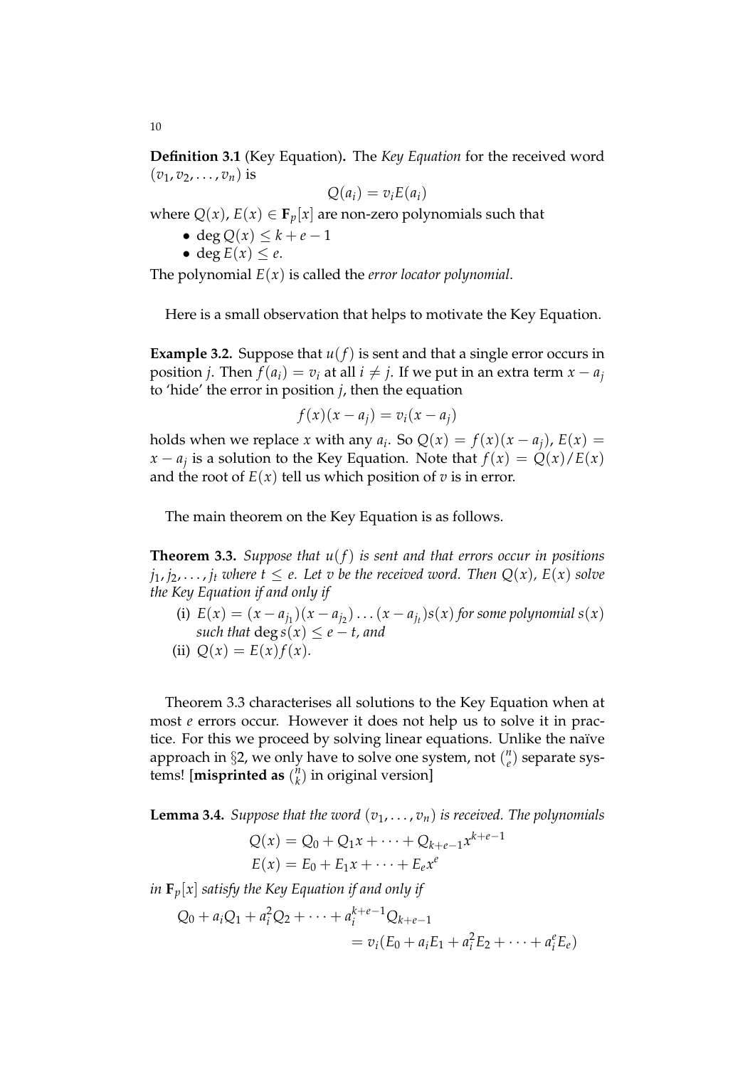**Definition 3.1** (Key Equation)**.** The *Key Equation* for the received word $(v_1, v_2, \ldots, v_n)$ is

$$Q(a_i) = v_i E(a_i)$$

where $Q(x)$, $E(x) \in \mathbf{F}_p[x]$ are non-zero polynomials such that

- $\deg Q(x) \le k + e - 1$
- $\deg E(x) \le e$.

The polynomial $E(x)$ is called the *error locator polynomial*.

Here is a small observation that helps to motivate the Key Equation.

**Example 3.2.** Suppose that $u(f)$ is sent and that a single error occurs in position $j$. Then $f(a_i) = v_i$ at all $i \neq j$. If we put in an extra term $x - a_j$ to 'hide' the error in position $j$, then the equation

$$f(x)(x - a_j) = v_i(x - a_j)$$

holds when we replace $x$ with any $a_i$. So $Q(x) = f(x)(x - a_j)$, $E(x) = x - a_j$ is a solution to the Key Equation. Note that $f(x) = Q(x)/E(x)$ and the root of $E(x)$ tell us which position of $v$ is in error.

The main theorem on the Key Equation is as follows.

**Theorem 3.3.** *Suppose that $u(f)$ is sent and that errors occur in positions $j_1, j_2, \ldots, j_t$ where $t \le e$. Let $v$ be the received word. Then $Q(x)$, $E(x)$ solve the Key Equation if and only if*

(i) *$E(x) = (x - a_{j_1})(x - a_{j_2}) \ldots (x - a_{j_t})s(x)$ for some polynomial $s(x)$ such that $\deg s(x) \le e - t$, and*

(ii) *$Q(x) = E(x)f(x)$.*

Theorem 3.3 characterises all solutions to the Key Equation when at most $e$ errors occur. However it does not help us to solve it in practice. For this we proceed by solving linear equations. Unlike the naïve approach in §2, we only have to solve one system, not $\binom{n}{e}$ separate systems! [**misprinted as** $\binom{n}{k}$ in original version]

**Lemma 3.4.** *Suppose that the word $(v_1, \ldots, v_n)$ is received. The polynomials*

$$Q(x) = Q_0 + Q_1 x + \cdots + Q_{k+e-1} x^{k+e-1}$$
$$E(x) = E_0 + E_1 x + \cdots + E_e x^e$$

*in $\mathbf{F}_p[x]$ satisfy the Key Equation if and only if*

$$Q_0 + a_i Q_1 + a_i^2 Q_2 + \cdots + a_i^{k+e-1} Q_{k+e-1} = v_i(E_0 + a_i E_1 + a_i^2 E_2 + \cdots + a_i^e E_e)$$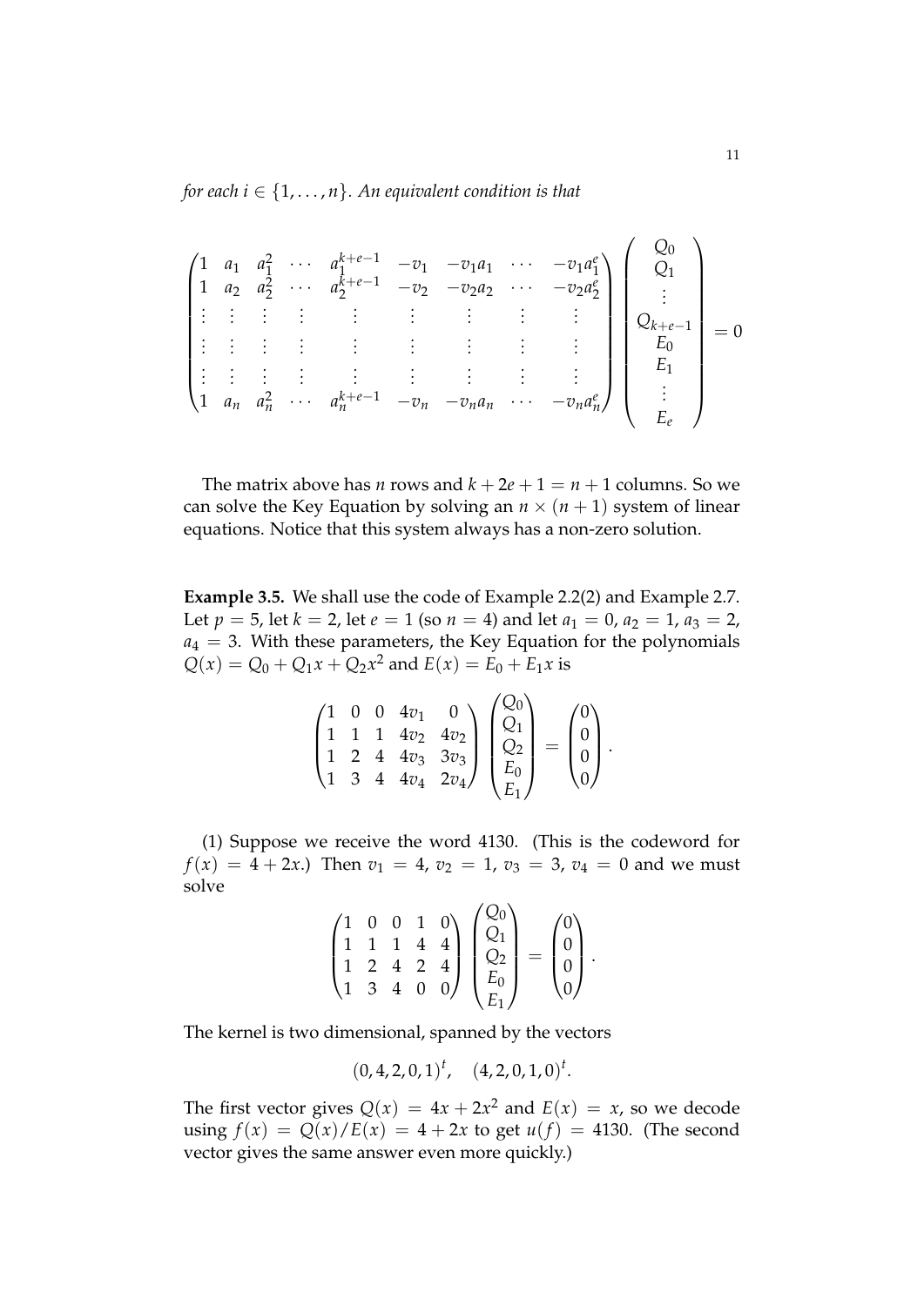*for each $i \in \{1, \ldots, n\}$. An equivalent condition is that*

$$\begin{pmatrix} 1 & a_1 & a_1^2 & \cdots & a_1^{k+e-1} & -v_1 & -v_1 a_1 & \cdots & -v_1 a_1^e \\ 1 & a_2 & a_2^2 & \cdots & a_2^{k+e-1} & -v_2 & -v_2 a_2 & \cdots & -v_2 a_2^e \\ \vdots & \vdots & \vdots & \vdots & \vdots & \vdots & \vdots & \vdots & \vdots \\ \vdots & \vdots & \vdots & \vdots & \vdots & \vdots & \vdots & \vdots & \vdots \\ \vdots & \vdots & \vdots & \vdots & \vdots & \vdots & \vdots & \vdots & \vdots \\ 1 & a_n & a_n^2 & \cdots & a_n^{k+e-1} & -v_n & -v_n a_n & \cdots & -v_n a_n^e \end{pmatrix} \begin{pmatrix} Q_0 \\ Q_1 \\ \vdots \\ Q_{k+e-1} \\ E_0 \\ E_1 \\ \vdots \\ E_e \end{pmatrix} = 0$$

The matrix above has $n$ rows and $k + 2e + 1 = n + 1$ columns. So we can solve the Key Equation by solving an $n \times (n+1)$ system of linear equations. Notice that this system always has a non-zero solution.

**Example 3.5.** We shall use the code of Example 2.2(2) and Example 2.7. Let $p = 5$, let $k = 2$, let $e = 1$ (so $n = 4$) and let $a_1 = 0$, $a_2 = 1$, $a_3 = 2$, $a_4 = 3$. With these parameters, the Key Equation for the polynomials $Q(x) = Q_0 + Q_1 x + Q_2 x^2$ and $E(x) = E_0 + E_1 x$ is

$$\begin{pmatrix} 1 & 0 & 0 & 4v_1 & 0 \\ 1 & 1 & 1 & 4v_2 & 4v_2 \\ 1 & 2 & 4 & 4v_3 & 3v_3 \\ 1 & 3 & 4 & 4v_4 & 2v_4 \end{pmatrix} \begin{pmatrix} Q_0 \\ Q_1 \\ Q_2 \\ E_0 \\ E_1 \end{pmatrix} = \begin{pmatrix} 0 \\ 0 \\ 0 \\ 0 \end{pmatrix}.$$

(1) Suppose we receive the word 4130. (This is the codeword for $f(x) = 4 + 2x$.) Then $v_1 = 4$, $v_2 = 1$, $v_3 = 3$, $v_4 = 0$ and we must solve

$$\begin{pmatrix} 1 & 0 & 0 & 1 & 0 \\ 1 & 1 & 1 & 4 & 4 \\ 1 & 2 & 4 & 2 & 4 \\ 1 & 3 & 4 & 0 & 0 \end{pmatrix} \begin{pmatrix} Q_0 \\ Q_1 \\ Q_2 \\ E_0 \\ E_1 \end{pmatrix} = \begin{pmatrix} 0 \\ 0 \\ 0 \\ 0 \end{pmatrix}.$$

The kernel is two dimensional, spanned by the vectors

$$(0, 4, 2, 0, 1)^t, \quad (4, 2, 0, 1, 0)^t.$$

The first vector gives $Q(x) = 4x + 2x^2$ and $E(x) = x$, so we decode using $f(x) = Q(x)/E(x) = 4 + 2x$ to get $u(f) = 4130$. (The second vector gives the same answer even more quickly.)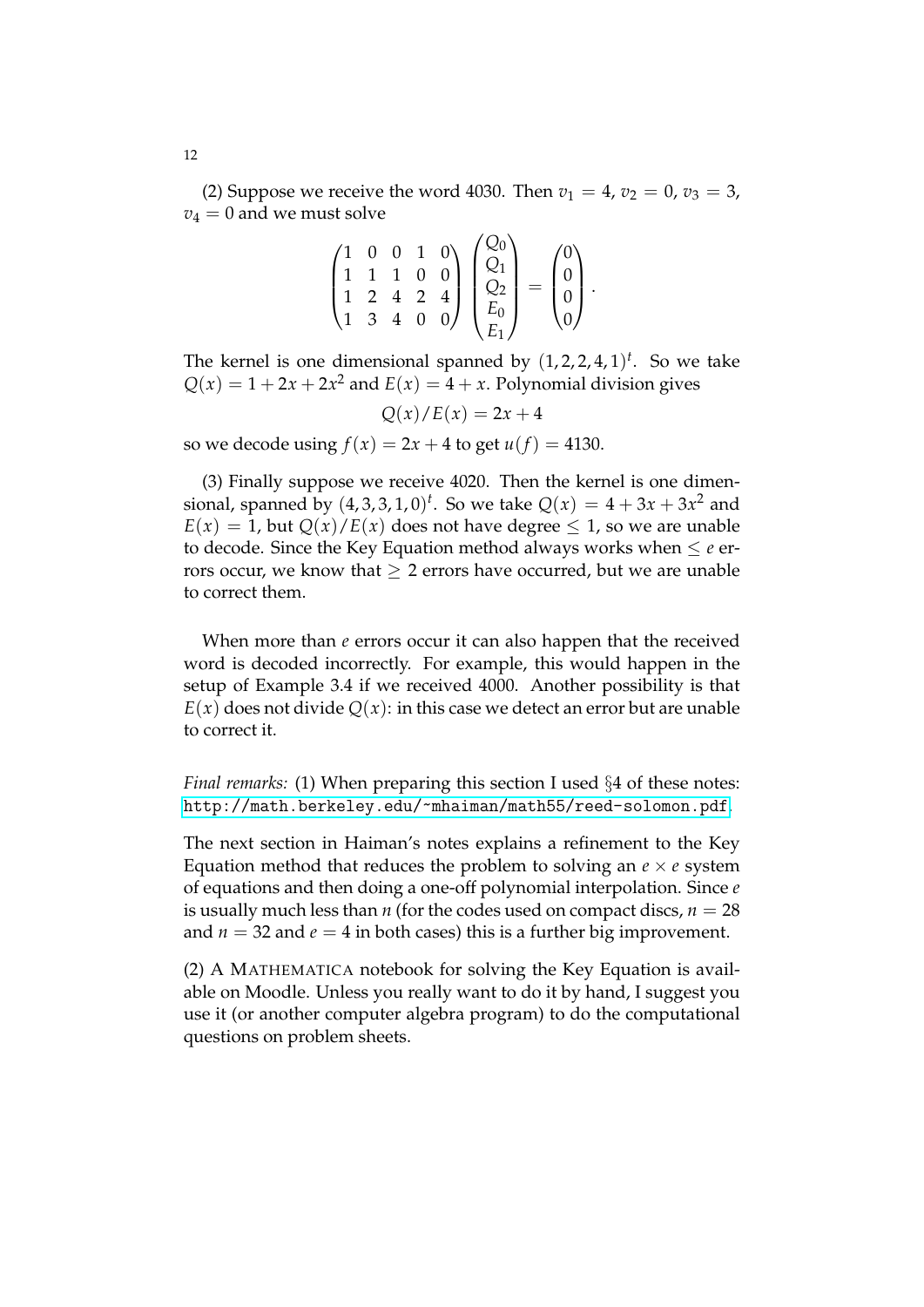(2) Suppose we receive the word 4030. Then $v_1 = 4$, $v_2 = 0$, $v_3 = 3$, $v_4 = 0$ and we must solve

$$\begin{pmatrix} 1 & 0 & 0 & 1 & 0 \\ 1 & 1 & 1 & 0 & 0 \\ 1 & 2 & 4 & 2 & 4 \\ 1 & 3 & 4 & 0 & 0 \end{pmatrix} \begin{pmatrix} Q_0 \\ Q_1 \\ Q_2 \\ E_0 \\ E_1 \end{pmatrix} = \begin{pmatrix} 0 \\ 0 \\ 0 \\ 0 \end{pmatrix}.$$

The kernel is one dimensional spanned by $(1, 2, 2, 4, 1)^t$. So we take $Q(x) = 1 + 2x + 2x^2$ and $E(x) = 4 + x$. Polynomial division gives

$$Q(x)/E(x) = 2x + 4$$

so we decode using $f(x) = 2x + 4$ to get $u(f) = 4130$.

(3) Finally suppose we receive 4020. Then the kernel is one dimensional, spanned by $(4, 3, 3, 1, 0)^t$. So we take $Q(x) = 4 + 3x + 3x^2$ and $E(x) = 1$, but $Q(x)/E(x)$ does not have degree $\leq 1$, so we are unable to decode. Since the Key Equation method always works when $\leq e$ errors occur, we know that $\geq 2$ errors have occurred, but we are unable to correct them.

When more than $e$ errors occur it can also happen that the received word is decoded incorrectly. For example, this would happen in the setup of Example 3.4 if we received 4000. Another possibility is that $E(x)$ does not divide $Q(x)$: in this case we detect an error but are unable to correct it.

*Final remarks:* (1) When preparing this section I used §4 of these notes: http://math.berkeley.edu/~mhaiman/math55/reed-solomon.pdf.

The next section in Haiman's notes explains a refinement to the Key Equation method that reduces the problem to solving an $e \times e$ system of equations and then doing a one-off polynomial interpolation. Since $e$ is usually much less than $n$ (for the codes used on compact discs, $n = 28$ and $n = 32$ and $e = 4$ in both cases) this is a further big improvement.

(2) A MATHEMATICA notebook for solving the Key Equation is available on Moodle. Unless you really want to do it by hand, I suggest you use it (or another computer algebra program) to do the computational questions on problem sheets.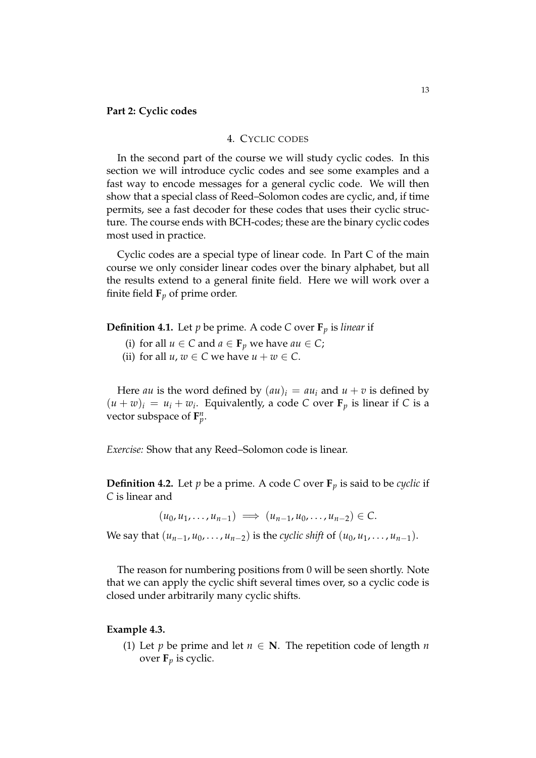**Part 2: Cyclic codes**

## 4. Cyclic codes

In the second part of the course we will study cyclic codes. In this section we will introduce cyclic codes and see some examples and a fast way to encode messages for a general cyclic code. We will then show that a special class of Reed–Solomon codes are cyclic, and, if time permits, see a fast decoder for these codes that uses their cyclic structure. The course ends with BCH-codes; these are the binary cyclic codes most used in practice.

Cyclic codes are a special type of linear code. In Part C of the main course we only consider linear codes over the binary alphabet, but all the results extend to a general finite field. Here we will work over a finite field $\mathbf{F}_p$ of prime order.

**Definition 4.1.** Let $p$ be prime. A code $C$ over $\mathbf{F}_p$ is *linear* if

(i) for all $u \in C$ and $a \in \mathbf{F}_p$ we have $au \in C$;
(ii) for all $u, w \in C$ we have $u + w \in C$.

Here $au$ is the word defined by $(au)_i = au_i$ and $u + v$ is defined by $(u + w)_i = u_i + w_i$. Equivalently, a code $C$ over $\mathbf{F}_p$ is linear if $C$ is a vector subspace of $\mathbf{F}_p^n$.

*Exercise:* Show that any Reed–Solomon code is linear.

**Definition 4.2.** Let $p$ be a prime. A code $C$ over $\mathbf{F}_p$ is said to be *cyclic* if $C$ is linear and

$$(u_0, u_1, \ldots, u_{n-1}) \implies (u_{n-1}, u_0, \ldots, u_{n-2}) \in C.$$

We say that $(u_{n-1}, u_0, \ldots, u_{n-2})$ is the *cyclic shift* of $(u_0, u_1, \ldots, u_{n-1})$.

The reason for numbering positions from 0 will be seen shortly. Note that we can apply the cyclic shift several times over, so a cyclic code is closed under arbitrarily many cyclic shifts.

**Example 4.3.**

(1) Let $p$ be prime and let $n \in \mathbf{N}$. The repetition code of length $n$ over $\mathbf{F}_p$ is cyclic.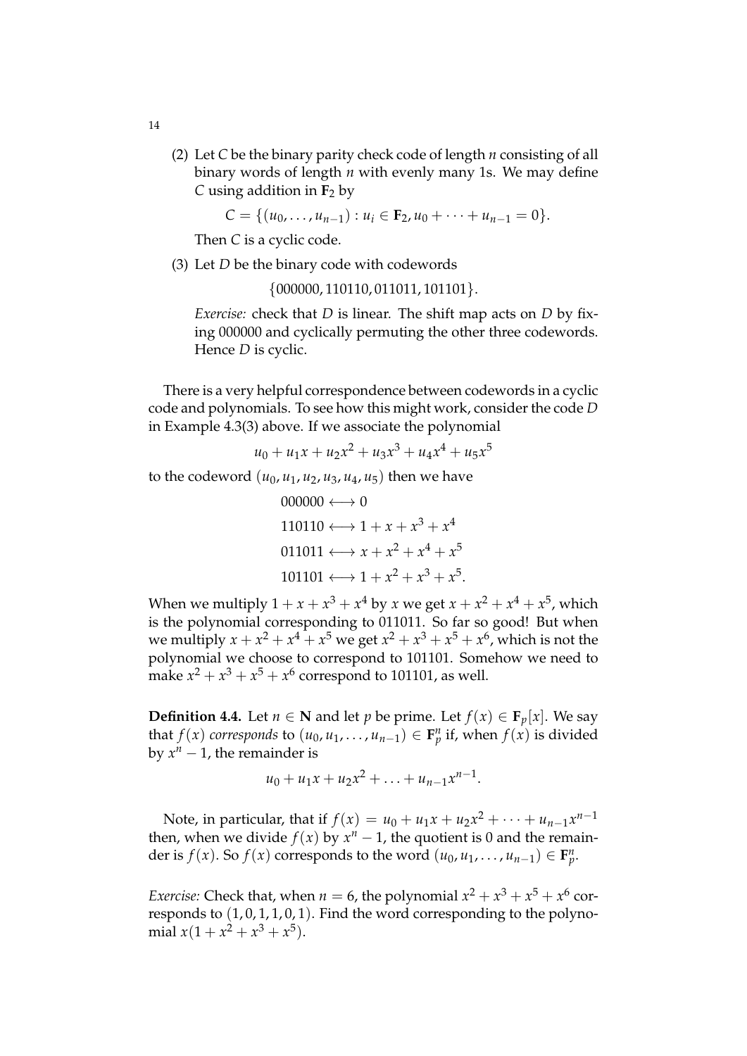(2) Let $C$ be the binary parity check code of length $n$ consisting of all binary words of length $n$ with evenly many 1s. We may define $C$ using addition in $\mathbf{F}_2$ by

$$C = \{(u_0, \ldots, u_{n-1}) : u_i \in \mathbf{F}_2, u_0 + \cdots + u_{n-1} = 0\}.$$

Then $C$ is a cyclic code.

(3) Let $D$ be the binary code with codewords

$$\{000000, 110110, 011011, 101101\}.$$

*Exercise:* check that $D$ is linear. The shift map acts on $D$ by fixing 000000 and cyclically permuting the other three codewords. Hence $D$ is cyclic.

There is a very helpful correspondence between codewords in a cyclic code and polynomials. To see how this might work, consider the code $D$ in Example 4.3(3) above. If we associate the polynomial

$$u_0 + u_1 x + u_2 x^2 + u_3 x^3 + u_4 x^4 + u_5 x^5$$

to the codeword $(u_0, u_1, u_2, u_3, u_4, u_5)$ then we have

$$\begin{aligned}
000000 &\longleftrightarrow 0 \\
110110 &\longleftrightarrow 1 + x + x^3 + x^4 \\
011011 &\longleftrightarrow x + x^2 + x^4 + x^5 \\
101101 &\longleftrightarrow 1 + x^2 + x^3 + x^5.
\end{aligned}$$

When we multiply $1 + x + x^3 + x^4$ by $x$ we get $x + x^2 + x^4 + x^5$, which is the polynomial corresponding to 011011. So far so good! But when we multiply $x + x^2 + x^4 + x^5$ we get $x^2 + x^3 + x^5 + x^6$, which is not the polynomial we choose to correspond to 101101. Somehow we need to make $x^2 + x^3 + x^5 + x^6$ correspond to 101101, as well.

**Definition 4.4.** Let $n \in \mathbf{N}$ and let $p$ be prime. Let $f(x) \in \mathbf{F}_p[x]$. We say that $f(x)$ *corresponds* to $(u_0, u_1, \ldots, u_{n-1}) \in \mathbf{F}_p^n$ if, when $f(x)$ is divided by $x^n - 1$, the remainder is

$$u_0 + u_1 x + u_2 x^2 + \ldots + u_{n-1} x^{n-1}.$$

Note, in particular, that if $f(x) = u_0 + u_1 x + u_2 x^2 + \cdots + u_{n-1} x^{n-1}$ then, when we divide $f(x)$ by $x^n - 1$, the quotient is 0 and the remainder is $f(x)$. So $f(x)$ corresponds to the word $(u_0, u_1, \ldots, u_{n-1}) \in \mathbf{F}_p^n$.

*Exercise:* Check that, when $n = 6$, the polynomial $x^2 + x^3 + x^5 + x^6$ corresponds to $(1, 0, 1, 1, 0, 1)$. Find the word corresponding to the polynomial $x(1 + x^2 + x^3 + x^5)$.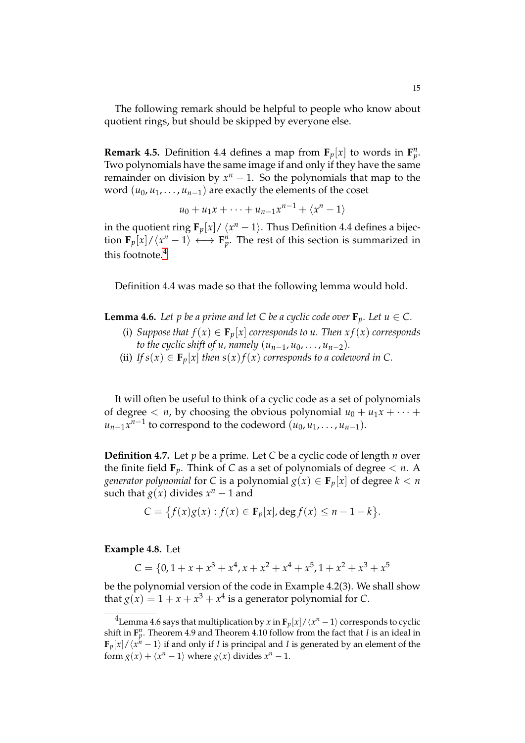The following remark should be helpful to people who know about quotient rings, but should be skipped by everyone else.

**Remark 4.5.** Definition 4.4 defines a map from $\mathbf{F}_p[x]$ to words in $\mathbf{F}_p^n$. Two polynomials have the same image if and only if they have the same remainder on division by $x^n - 1$. So the polynomials that map to the word $(u_0, u_1, \ldots, u_{n-1})$ are exactly the elements of the coset

$$u_0 + u_1 x + \cdots + u_{n-1}x^{n-1} + \langle x^n - 1 \rangle$$

in the quotient ring $\mathbf{F}_p[x]/\langle x^n - 1 \rangle$. Thus Definition 4.4 defines a bijection $\mathbf{F}_p[x]/\langle x^n - 1 \rangle \longleftrightarrow \mathbf{F}_p^n$. The rest of this section is summarized in this footnote.[4]

Definition 4.4 was made so that the following lemma would hold.

**Lemma 4.6.** *Let $p$ be a prime and let $C$ be a cyclic code over $\mathbf{F}_p$. Let $u \in C$.*

(i) *Suppose that $f(x) \in \mathbf{F}_p[x]$ corresponds to $u$. Then $xf(x)$ corresponds to the cyclic shift of $u$, namely $(u_{n-1}, u_0, \ldots, u_{n-2})$.*

(ii) *If $s(x) \in \mathbf{F}_p[x]$ then $s(x)f(x)$ corresponds to a codeword in $C$.*

It will often be useful to think of a cyclic code as a set of polynomials of degree $< n$, by choosing the obvious polynomial $u_0 + u_1 x + \cdots + u_{n-1}x^{n-1}$ to correspond to the codeword $(u_0, u_1, \ldots, u_{n-1})$.

**Definition 4.7.** Let $p$ be a prime. Let $C$ be a cyclic code of length $n$ over the finite field $\mathbf{F}_p$. Think of $C$ as a set of polynomials of degree $< n$. A *generator polynomial* for $C$ is a polynomial $g(x) \in \mathbf{F}_p[x]$ of degree $k < n$ such that $g(x)$ divides $x^n - 1$ and

$$C = \{f(x)g(x) : f(x) \in \mathbf{F}_p[x], \deg f(x) \leq n - 1 - k\}.$$

**Example 4.8.** Let

$$C = \{0, 1 + x + x^3 + x^4, x + x^2 + x^4 + x^5, 1 + x^2 + x^3 + x^5$$

be the polynomial version of the code in Example 4.2(3). We shall show that $g(x) = 1 + x + x^3 + x^4$ is a generator polynomial for $C$.

---

[4] Lemma 4.6 says that multiplication by $x$ in $\mathbf{F}_p[x]/\langle x^n - 1 \rangle$ corresponds to cyclic shift in $\mathbf{F}_p^n$. Theorem 4.9 and Theorem 4.10 follow from the fact that $I$ is an ideal in $\mathbf{F}_p[x]/\langle x^n - 1 \rangle$ if and only if $I$ is principal and $I$ is generated by an element of the form $g(x) + \langle x^n - 1 \rangle$ where $g(x)$ divides $x^n - 1$.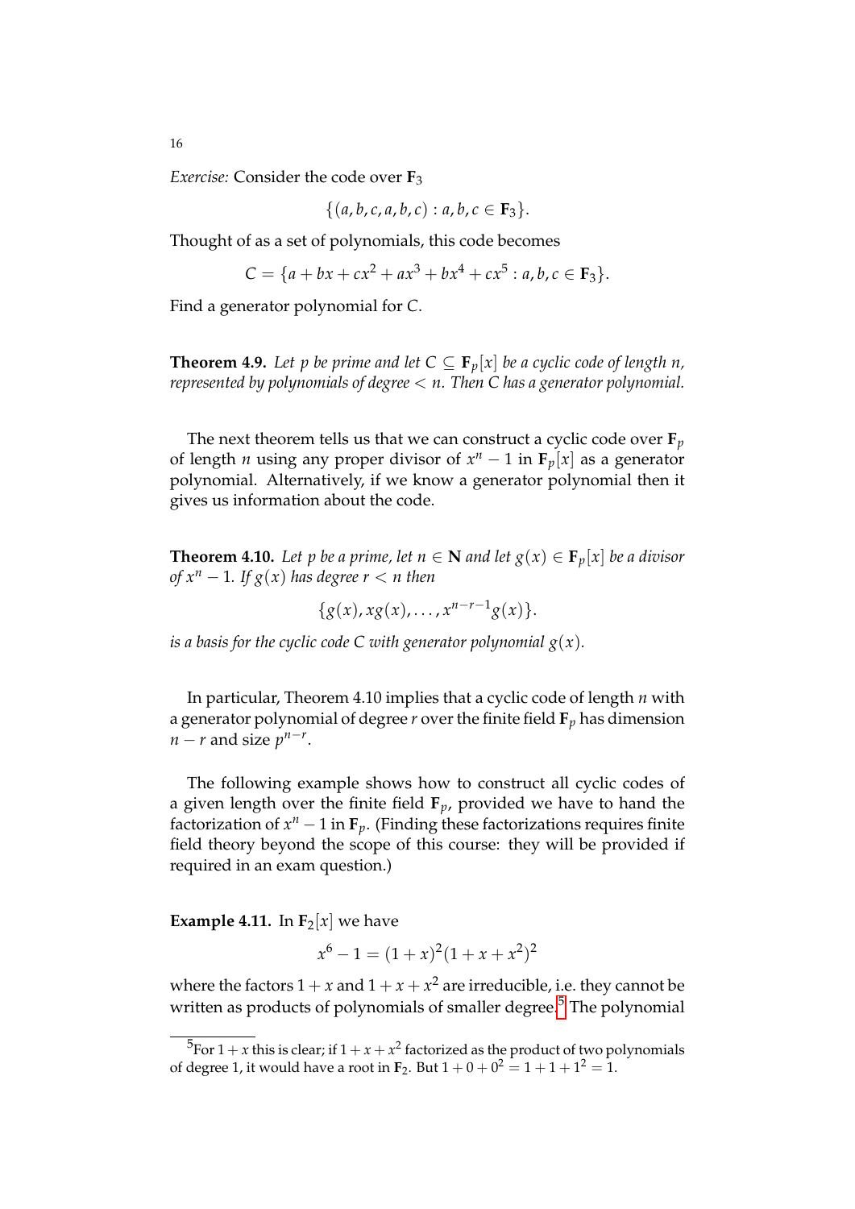*Exercise:* Consider the code over $\mathbf{F}_3$

$$\{(a, b, c, a, b, c) : a, b, c \in \mathbf{F}_3\}.$$

Thought of as a set of polynomials, this code becomes

$$C = \{a + bx + cx^2 + ax^3 + bx^4 + cx^5 : a, b, c \in \mathbf{F}_3\}.$$

Find a generator polynomial for $C$.

**Theorem 4.9.** *Let $p$ be prime and let $C \subseteq \mathbf{F}_p[x]$ be a cyclic code of length $n$, represented by polynomials of degree $< n$. Then $C$ has a generator polynomial.*

The next theorem tells us that we can construct a cyclic code over $\mathbf{F}_p$ of length $n$ using any proper divisor of $x^n - 1$ in $\mathbf{F}_p[x]$ as a generator polynomial. Alternatively, if we know a generator polynomial then it gives us information about the code.

**Theorem 4.10.** *Let $p$ be a prime, let $n \in \mathbf{N}$ and let $g(x) \in \mathbf{F}_p[x]$ be a divisor of $x^n - 1$. If $g(x)$ has degree $r < n$ then*

$$\{g(x), xg(x), \ldots, x^{n-r-1}g(x)\}.$$

*is a basis for the cyclic code $C$ with generator polynomial $g(x)$.*

In particular, Theorem 4.10 implies that a cyclic code of length $n$ with a generator polynomial of degree $r$ over the finite field $\mathbf{F}_p$ has dimension $n - r$ and size $p^{n-r}$.

The following example shows how to construct all cyclic codes of a given length over the finite field $\mathbf{F}_p$, provided we have to hand the factorization of $x^n - 1$ in $\mathbf{F}_p$. (Finding these factorizations requires finite field theory beyond the scope of this course: they will be provided if required in an exam question.)

**Example 4.11.** In $\mathbf{F}_2[x]$ we have

$$x^6 - 1 = (1 + x)^2(1 + x + x^2)^2$$

where the factors $1 + x$ and $1 + x + x^2$ are irreducible, i.e. they cannot be written as products of polynomials of smaller degree.[5] The polynomial

[5] For $1 + x$ this is clear; if $1 + x + x^2$ factorized as the product of two polynomials of degree 1, it would have a root in $\mathbf{F}_2$. But $1 + 0 + 0^2 = 1 + 1 + 1^2 = 1$.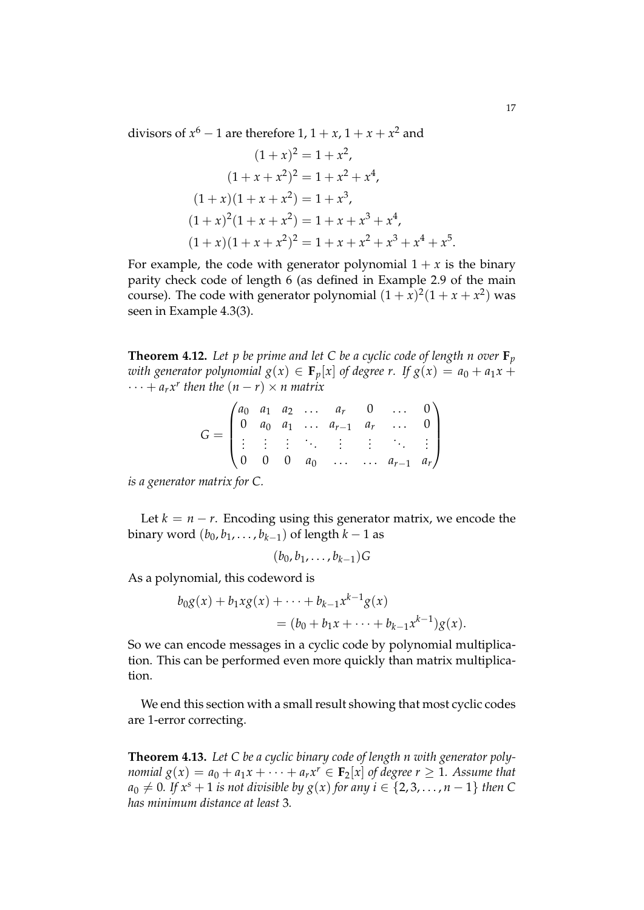divisors of $x^6 - 1$ are therefore $1$, $1 + x$, $1 + x + x^2$ and

$$
\begin{aligned}
(1+x)^2 &= 1 + x^2, \\
(1+x+x^2)^2 &= 1 + x^2 + x^4, \\
(1+x)(1+x+x^2) &= 1 + x^3, \\
(1+x)^2(1+x+x^2) &= 1 + x + x^3 + x^4, \\
(1+x)(1+x+x^2)^2 &= 1 + x + x^2 + x^3 + x^4 + x^5.
\end{aligned}
$$

For example, the code with generator polynomial $1 + x$ is the binary parity check code of length 6 (as defined in Example 2.9 of the main course). The code with generator polynomial $(1+x)^2(1+x+x^2)$ was seen in Example 4.3(3).

**Theorem 4.12.** *Let $p$ be prime and let $C$ be a cyclic code of length $n$ over $\mathbf{F}_p$ with generator polynomial $g(x) \in \mathbf{F}_p[x]$ of degree $r$. If $g(x) = a_0 + a_1 x + \cdots + a_r x^r$ then the $(n-r) \times n$ matrix*

$$
G = \begin{pmatrix}
a_0 & a_1 & a_2 & \dots & a_r & 0 & \dots & 0 \\
0 & a_0 & a_1 & \dots & a_{r-1} & a_r & \dots & 0 \\
\vdots & \vdots & \vdots & \ddots & \vdots & \vdots & \ddots & \vdots \\
0 & 0 & 0 & a_0 & \dots & \dots & a_{r-1} & a_r
\end{pmatrix}
$$

*is a generator matrix for $C$.*

Let $k = n - r$. Encoding using this generator matrix, we encode the binary word $(b_0, b_1, \dots, b_{k-1})$ of length $k - 1$ as

$$
(b_0, b_1, \dots, b_{k-1})G
$$

As a polynomial, this codeword is

$$
\begin{aligned}
b_0 g(x) + b_1 x g(x) + \cdots + b_{k-1} x^{k-1} g(x) \\
= (b_0 + b_1 x + \cdots + b_{k-1} x^{k-1}) g(x).
\end{aligned}
$$

So we can encode messages in a cyclic code by polynomial multiplication. This can be performed even more quickly than matrix multiplication.

We end this section with a small result showing that most cyclic codes are 1-error correcting.

**Theorem 4.13.** *Let $C$ be a cyclic binary code of length $n$ with generator polynomial $g(x) = a_0 + a_1 x + \cdots + a_r x^r \in \mathbf{F}_2[x]$ of degree $r \geq 1$. Assume that $a_0 \neq 0$. If $x^s + 1$ is not divisible by $g(x)$ for any $i \in \{2, 3, \dots, n-1\}$ then $C$ has minimum distance at least 3.*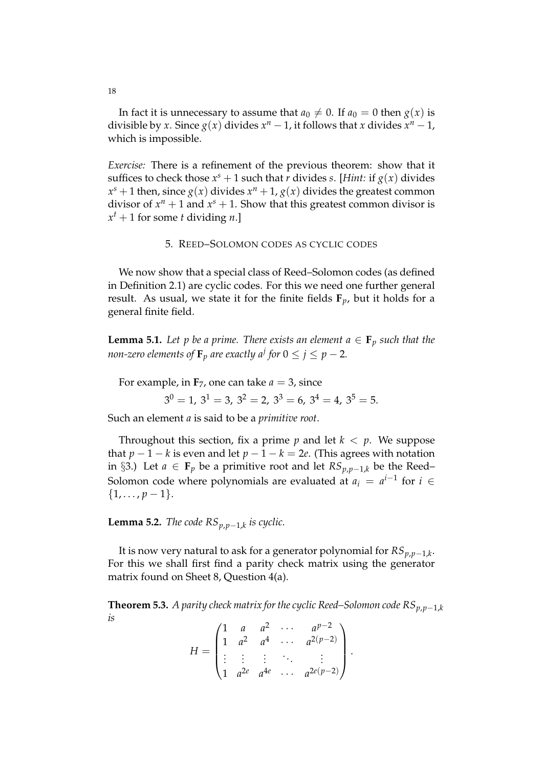In fact it is unnecessary to assume that $a_0 \neq 0$. If $a_0 = 0$ then $g(x)$ is divisible by $x$. Since $g(x)$ divides $x^n - 1$, it follows that $x$ divides $x^n - 1$, which is impossible.

*Exercise:* There is a refinement of the previous theorem: show that it suffices to check those $x^s + 1$ such that $r$ divides $s$. [*Hint:* if $g(x)$ divides $x^s + 1$ then, since $g(x)$ divides $x^n + 1$, $g(x)$ divides the greatest common divisor of $x^n + 1$ and $x^s + 1$. Show that this greatest common divisor is $x^t + 1$ for some $t$ dividing $n$.]

## 5. Reed–Solomon codes as cyclic codes

We now show that a special class of Reed–Solomon codes (as defined in Definition 2.1) are cyclic codes. For this we need one further general result. As usual, we state it for the finite fields $\mathbf{F}_p$, but it holds for a general finite field.

**Lemma 5.1.** *Let $p$ be a prime. There exists an element $a \in \mathbf{F}_p$ such that the non-zero elements of $\mathbf{F}_p$ are exactly $a^j$ for $0 \leq j \leq p-2$.*

For example, in $\mathbf{F}_7$, one can take $a = 3$, since

$$3^0 = 1,\ 3^1 = 3,\ 3^2 = 2,\ 3^3 = 6,\ 3^4 = 4,\ 3^5 = 5.$$

Such an element $a$ is said to be a *primitive root*.

Throughout this section, fix a prime $p$ and let $k < p$. We suppose that $p - 1 - k$ is even and let $p - 1 - k = 2e$. (This agrees with notation in §3.) Let $a \in \mathbf{F}_p$ be a primitive root and let $RS_{p,p-1,k}$ be the Reed–Solomon code where polynomials are evaluated at $a_i = a^{i-1}$ for $i \in \{1, \ldots, p-1\}$.

**Lemma 5.2.** *The code $RS_{p,p-1,k}$ is cyclic.*

It is now very natural to ask for a generator polynomial for $RS_{p,p-1,k}$. For this we shall first find a parity check matrix using the generator matrix found on Sheet 8, Question 4(a).

**Theorem 5.3.** *A parity check matrix for the cyclic Reed–Solomon code $RS_{p,p-1,k}$ is*

$$H = \begin{pmatrix} 1 & a & a^2 & \cdots & a^{p-2} \\ 1 & a^2 & a^4 & \cdots & a^{2(p-2)} \\ \vdots & \vdots & \vdots & \ddots & \vdots \\ 1 & a^{2e} & a^{4e} & \cdots & a^{2e(p-2)} \end{pmatrix}.$$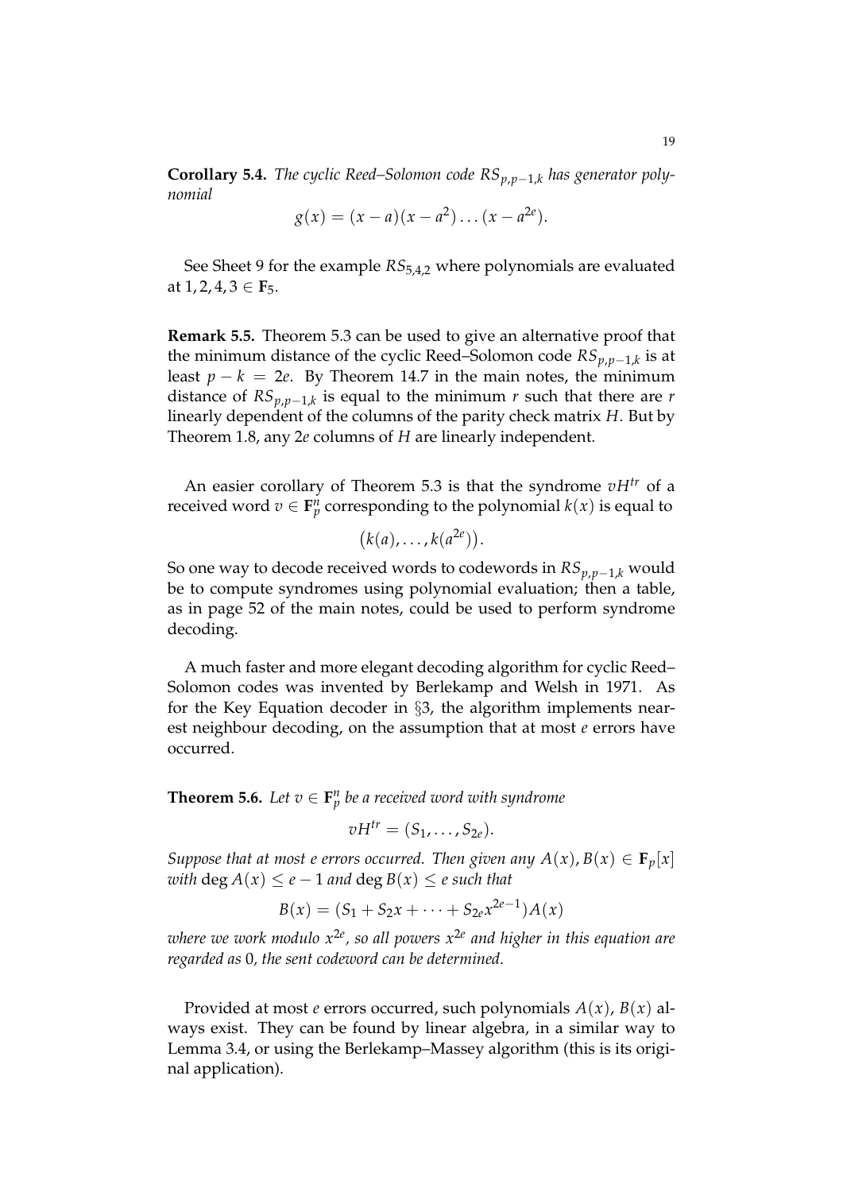**Corollary 5.4.** *The cyclic Reed–Solomon code $RS_{p,p-1,k}$ has generator polynomial*

$$g(x) = (x-a)(x-a^2)\dots(x-a^{2e}).$$

See Sheet 9 for the example $RS_{5,4,2}$ where polynomials are evaluated at $1, 2, 4, 3 \in \mathbf{F}_5$.

**Remark 5.5.** Theorem 5.3 can be used to give an alternative proof that the minimum distance of the cyclic Reed–Solomon code $RS_{p,p-1,k}$ is at least $p-k = 2e$. By Theorem 14.7 in the main notes, the minimum distance of $RS_{p,p-1,k}$ is equal to the minimum $r$ such that there are $r$ linearly dependent of the columns of the parity check matrix $H$. But by Theorem 1.8, any $2e$ columns of $H$ are linearly independent.

An easier corollary of Theorem 5.3 is that the syndrome $vH^{tr}$ of a received word $v \in \mathbf{F}_p^n$ corresponding to the polynomial $k(x)$ is equal to

$$\big(k(a), \dots, k(a^{2e})\big).$$

So one way to decode received words to codewords in $RS_{p,p-1,k}$ would be to compute syndromes using polynomial evaluation; then a table, as in page 52 of the main notes, could be used to perform syndrome decoding.

A much faster and more elegant decoding algorithm for cyclic Reed–Solomon codes was invented by Berlekamp and Welsh in 1971. As for the Key Equation decoder in §3, the algorithm implements nearest neighbour decoding, on the assumption that at most $e$ errors have occurred.

**Theorem 5.6.** *Let $v \in \mathbf{F}_p^n$ be a received word with syndrome*

$$vH^{tr} = (S_1, \dots, S_{2e}).$$

*Suppose that at most $e$ errors occurred. Then given any $A(x), B(x) \in \mathbf{F}_p[x]$ with $\deg A(x) \leq e-1$ and $\deg B(x) \leq e$ such that*

$$B(x) = (S_1 + S_2 x + \dots + S_{2e} x^{2e-1})A(x)$$

*where we work modulo $x^{2e}$, so all powers $x^{2e}$ and higher in this equation are regarded as $0$, the sent codeword can be determined.*

Provided at most $e$ errors occurred, such polynomials $A(x)$, $B(x)$ always exist. They can be found by linear algebra, in a similar way to Lemma 3.4, or using the Berlekamp–Massey algorithm (this is its original application).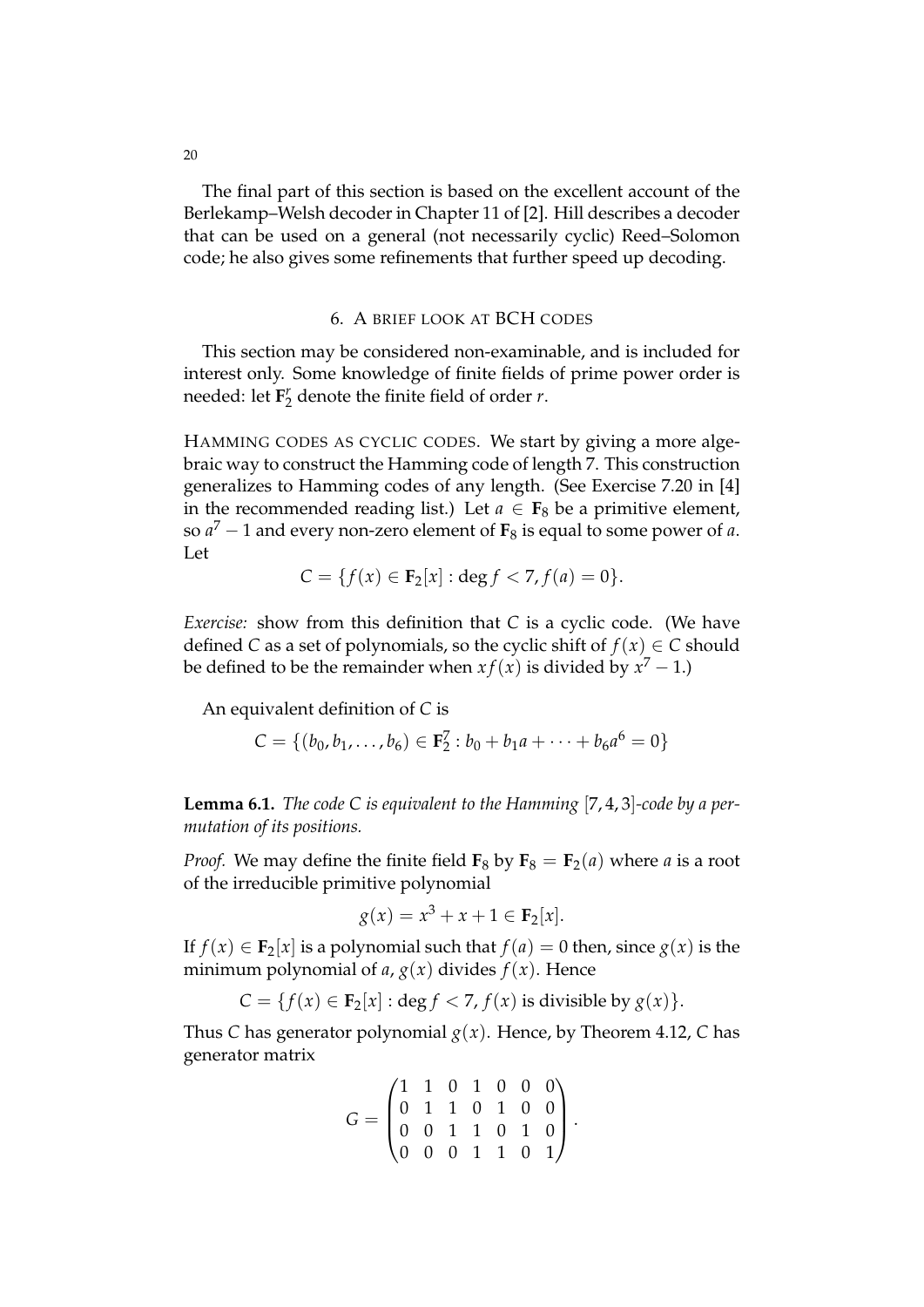The final part of this section is based on the excellent account of the Berlekamp–Welsh decoder in Chapter 11 of [2]. Hill describes a decoder that can be used on a general (not necessarily cyclic) Reed–Solomon code; he also gives some refinements that further speed up decoding.

## 6. A BRIEF LOOK AT BCH CODES

This section may be considered non-examinable, and is included for interest only. Some knowledge of finite fields of prime power order is needed: let $\mathbf{F}_2^r$ denote the finite field of order $r$.

HAMMING CODES AS CYCLIC CODES. We start by giving a more algebraic way to construct the Hamming code of length 7. This construction generalizes to Hamming codes of any length. (See Exercise 7.20 in [4] in the recommended reading list.) Let $a \in \mathbf{F}_8$ be a primitive element, so $a^7 - 1$ and every non-zero element of $\mathbf{F}_8$ is equal to some power of $a$. Let

$$C = \{f(x) \in \mathbf{F}_2[x] : \deg f < 7, f(a) = 0\}.$$

*Exercise:* show from this definition that $C$ is a cyclic code. (We have defined $C$ as a set of polynomials, so the cyclic shift of $f(x) \in C$ should be defined to be the remainder when $xf(x)$ is divided by $x^7 - 1$.)

An equivalent definition of $C$ is

$$C = \{(b_0, b_1, \ldots, b_6) \in \mathbf{F}_2^7 : b_0 + b_1 a + \cdots + b_6 a^6 = 0\}$$

**Lemma 6.1.** *The code $C$ is equivalent to the Hamming $[7, 4, 3]$-code by a permutation of its positions.*

*Proof.* We may define the finite field $\mathbf{F}_8$ by $\mathbf{F}_8 = \mathbf{F}_2(a)$ where $a$ is a root of the irreducible primitive polynomial

$$g(x) = x^3 + x + 1 \in \mathbf{F}_2[x].$$

If $f(x) \in \mathbf{F}_2[x]$ is a polynomial such that $f(a) = 0$ then, since $g(x)$ is the minimum polynomial of $a$, $g(x)$ divides $f(x)$. Hence

$$C = \{f(x) \in \mathbf{F}_2[x] : \deg f < 7, f(x) \text{ is divisible by } g(x)\}.$$

Thus $C$ has generator polynomial $g(x)$. Hence, by Theorem 4.12, $C$ has generator matrix

$$G = \begin{pmatrix} 1 & 1 & 0 & 1 & 0 & 0 & 0 \\ 0 & 1 & 1 & 0 & 1 & 0 & 0 \\ 0 & 0 & 1 & 1 & 0 & 1 & 0 \\ 0 & 0 & 0 & 1 & 1 & 0 & 1 \end{pmatrix}.$$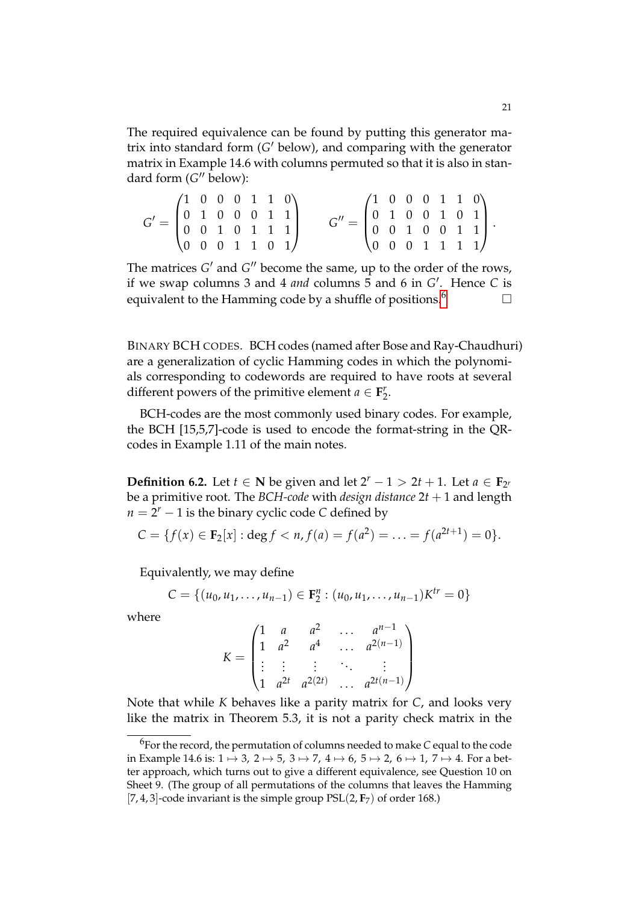The required equivalence can be found by putting this generator matrix into standard form ($G'$ below), and comparing with the generator matrix in Example 14.6 with columns permuted so that it is also in standard form ($G''$ below):

$$G' = \begin{pmatrix} 1 & 0 & 0 & 0 & 1 & 1 & 0 \\ 0 & 1 & 0 & 0 & 0 & 1 & 1 \\ 0 & 0 & 1 & 0 & 1 & 1 & 1 \\ 0 & 0 & 0 & 1 & 1 & 0 & 1 \end{pmatrix} \qquad G'' = \begin{pmatrix} 1 & 0 & 0 & 0 & 1 & 1 & 0 \\ 0 & 1 & 0 & 0 & 1 & 0 & 1 \\ 0 & 0 & 1 & 0 & 0 & 1 & 1 \\ 0 & 0 & 0 & 1 & 1 & 1 & 1 \end{pmatrix}.$$

The matrices $G'$ and $G''$ become the same, up to the order of the rows, if we swap columns 3 and 4 *and* columns 5 and 6 in $G'$. Hence $C$ is equivalent to the Hamming code by a shuffle of positions.[6] $\square$

BINARY BCH CODES. BCH codes (named after Bose and Ray-Chaudhuri) are a generalization of cyclic Hamming codes in which the polynomials corresponding to codewords are required to have roots at several different powers of the primitive element $a \in \mathbf{F}_2^r$.

BCH-codes are the most commonly used binary codes. For example, the BCH [15,5,7]-code is used to encode the format-string in the QR-codes in Example 1.11 of the main notes.

**Definition 6.2.** Let $t \in \mathbf{N}$ be given and let $2^r - 1 > 2t + 1$. Let $a \in \mathbf{F}_{2^r}$ be a primitive root. The *BCH-code* with *design distance* $2t+1$ and length $n = 2^r - 1$ is the binary cyclic code $C$ defined by

$$C = \{ f(x) \in \mathbf{F}_2[x] : \deg f < n, f(a) = f(a^2) = \ldots = f(a^{2t+1}) = 0 \}.$$

Equivalently, we may define

$$C = \{ (u_0, u_1, \ldots, u_{n-1}) \in \mathbf{F}_2^n : (u_0, u_1, \ldots, u_{n-1}) K^{tr} = 0 \}$$

where

$$K = \begin{pmatrix} 1 & a & a^2 & \ldots & a^{n-1} \\ 1 & a^2 & a^4 & \ldots & a^{2(n-1)} \\ \vdots & \vdots & \vdots & \ddots & \vdots \\ 1 & a^{2t} & a^{2(2t)} & \ldots & a^{2t(n-1)} \end{pmatrix}$$

Note that while $K$ behaves like a parity matrix for $C$, and looks very like the matrix in Theorem 5.3, it is not a parity check matrix in the

[6] For the record, the permutation of columns needed to make $C$ equal to the code in Example 14.6 is: $1 \mapsto 3$, $2 \mapsto 5$, $3 \mapsto 7$, $4 \mapsto 6$, $5 \mapsto 2$, $6 \mapsto 1$, $7 \mapsto 4$. For a better approach, which turns out to give a different equivalence, see Question 10 on Sheet 9. (The group of all permutations of the columns that leaves the Hamming $[7,4,3]$-code invariant is the simple group $\mathrm{PSL}(2, \mathbf{F}_7)$ of order 168.)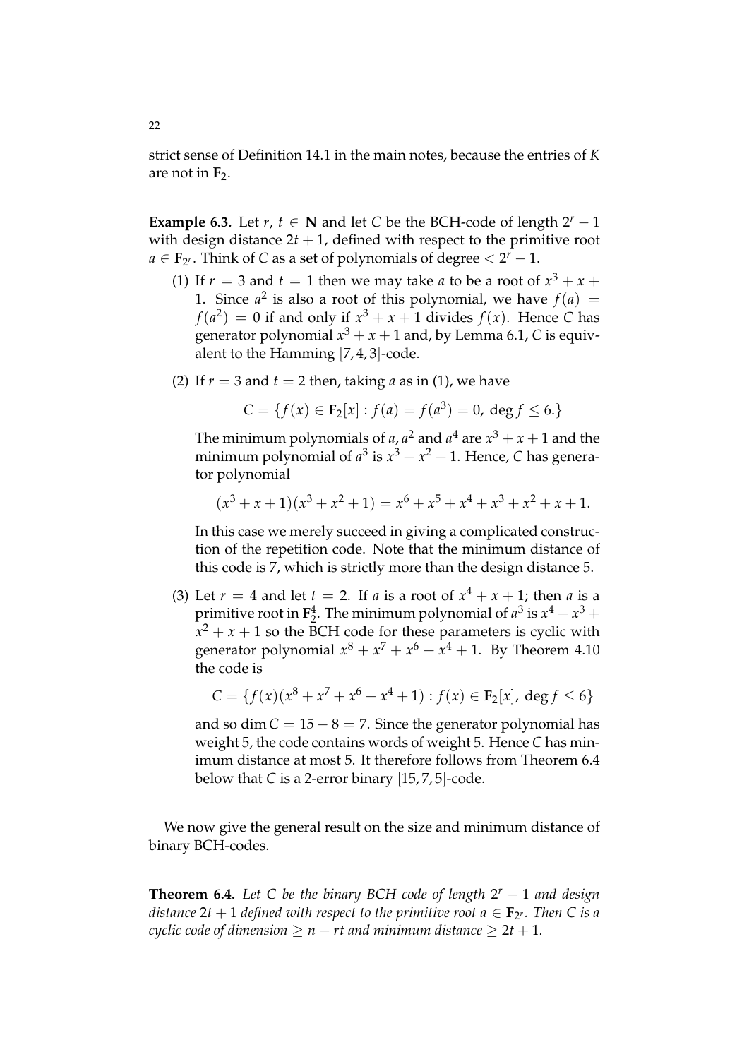strict sense of Definition 14.1 in the main notes, because the entries of $K$ are not in $\mathbf{F}_2$.

**Example 6.3.** Let $r$, $t \in \mathbf{N}$ and let $C$ be the BCH-code of length $2^r - 1$ with design distance $2t + 1$, defined with respect to the primitive root $a \in \mathbf{F}_{2^r}$. Think of $C$ as a set of polynomials of degree $< 2^r - 1$.

(1) If $r = 3$ and $t = 1$ then we may take $a$ to be a root of $x^3 + x + 1$. Since $a^2$ is also a root of this polynomial, we have $f(a) = f(a^2) = 0$ if and only if $x^3 + x + 1$ divides $f(x)$. Hence $C$ has generator polynomial $x^3 + x + 1$ and, by Lemma 6.1, $C$ is equivalent to the Hamming $[7, 4, 3]$-code.

(2) If $r = 3$ and $t = 2$ then, taking $a$ as in (1), we have

$$C = \{f(x) \in \mathbf{F}_2[x] : f(a) = f(a^3) = 0, \ \deg f \leq 6.\}$$

The minimum polynomials of $a, a^2$ and $a^4$ are $x^3 + x + 1$ and the minimum polynomial of $a^3$ is $x^3 + x^2 + 1$. Hence, $C$ has generator polynomial

$$(x^3 + x + 1)(x^3 + x^2 + 1) = x^6 + x^5 + x^4 + x^3 + x^2 + x + 1.$$

In this case we merely succeed in giving a complicated construction of the repetition code. Note that the minimum distance of this code is 7, which is strictly more than the design distance 5.

(3) Let $r = 4$ and let $t = 2$. If $a$ is a root of $x^4 + x + 1$; then $a$ is a primitive root in $\mathbf{F}_2^4$. The minimum polynomial of $a^3$ is $x^4 + x^3 + x^2 + x + 1$ so the BCH code for these parameters is cyclic with generator polynomial $x^8 + x^7 + x^6 + x^4 + 1$. By Theorem 4.10 the code is

$$C = \{f(x)(x^8 + x^7 + x^6 + x^4 + 1) : f(x) \in \mathbf{F}_2[x], \ \deg f \leq 6\}$$

and so $\dim C = 15 - 8 = 7$. Since the generator polynomial has weight 5, the code contains words of weight 5. Hence $C$ has minimum distance at most 5. It therefore follows from Theorem 6.4 below that $C$ is a 2-error binary $[15, 7, 5]$-code.

We now give the general result on the size and minimum distance of binary BCH-codes.

**Theorem 6.4.** *Let $C$ be the binary BCH code of length $2^r - 1$ and design distance $2t + 1$ defined with respect to the primitive root $a \in \mathbf{F}_{2^r}$. Then $C$ is a cyclic code of dimension $\geq n - rt$ and minimum distance $\geq 2t + 1$.*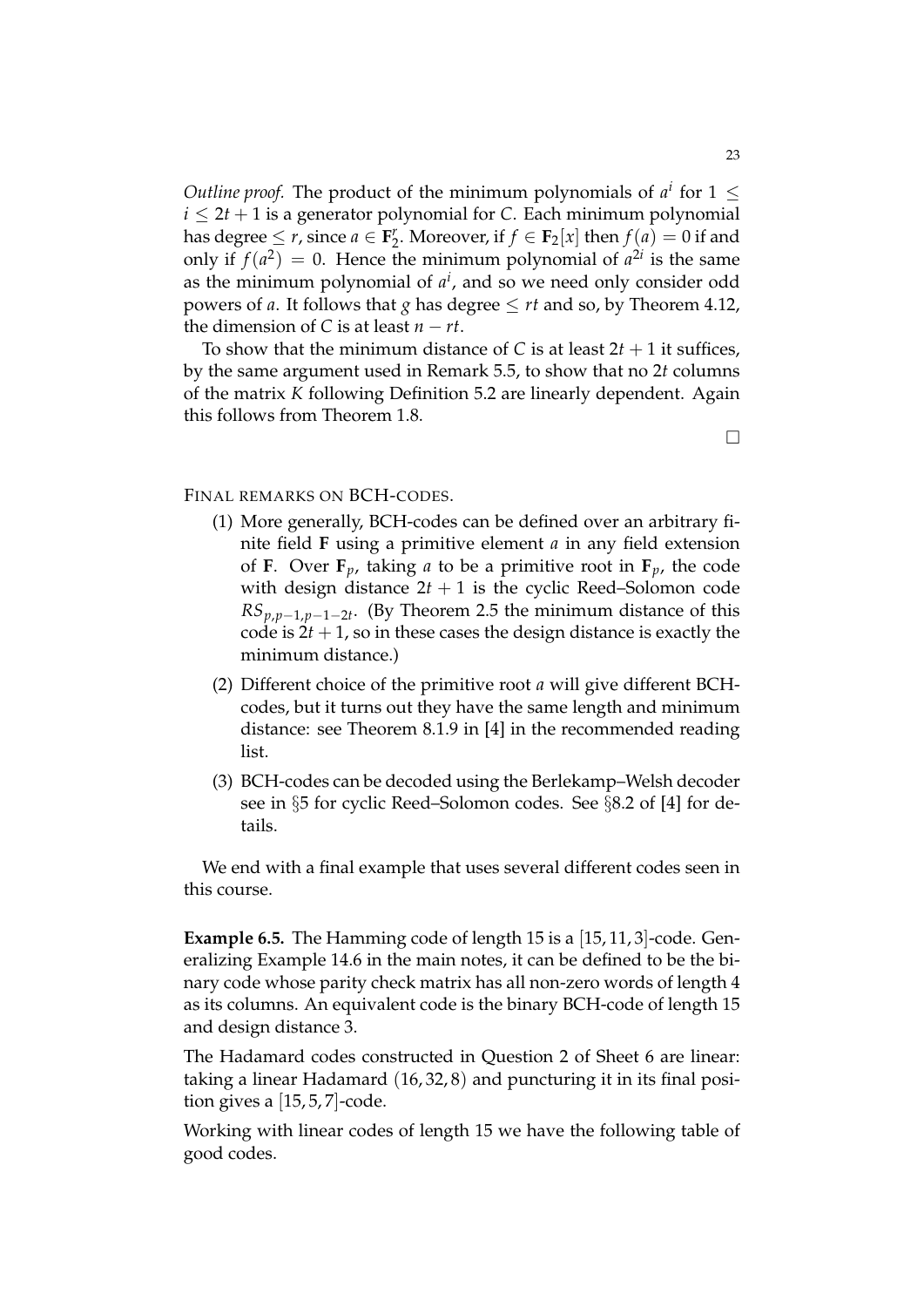*Outline proof.* The product of the minimum polynomials of $a^i$ for $1 \leq i \leq 2t+1$ is a generator polynomial for $C$. Each minimum polynomial has degree $\leq r$, since $a \in \mathbf{F}_2^r$. Moreover, if $f \in \mathbf{F}_2[x]$ then $f(a) = 0$ if and only if $f(a^2) = 0$. Hence the minimum polynomial of $a^{2i}$ is the same as the minimum polynomial of $a^i$, and so we need only consider odd powers of $a$. It follows that $g$ has degree $\leq rt$ and so, by Theorem 4.12, the dimension of $C$ is at least $n - rt$.

To show that the minimum distance of $C$ is at least $2t+1$ it suffices, by the same argument used in Remark 5.5, to show that no $2t$ columns of the matrix $K$ following Definition 5.2 are linearly dependent. Again this follows from Theorem 1.8.

□

FINAL REMARKS ON BCH-CODES.

(1) More generally, BCH-codes can be defined over an arbitrary finite field $\mathbf{F}$ using a primitive element $a$ in any field extension of $\mathbf{F}$. Over $\mathbf{F}_p$, taking $a$ to be a primitive root in $\mathbf{F}_p$, the code with design distance $2t+1$ is the cyclic Reed–Solomon code $RS_{p,p-1,p-1-2t}$. (By Theorem 2.5 the minimum distance of this code is $2t+1$, so in these cases the design distance is exactly the minimum distance.)

(2) Different choice of the primitive root $a$ will give different BCH-codes, but it turns out they have the same length and minimum distance: see Theorem 8.1.9 in [4] in the recommended reading list.

(3) BCH-codes can be decoded using the Berlekamp–Welsh decoder see in §5 for cyclic Reed–Solomon codes. See §8.2 of [4] for details.

We end with a final example that uses several different codes seen in this course.

**Example 6.5.** The Hamming code of length 15 is a $[15, 11, 3]$-code. Generalizing Example 14.6 in the main notes, it can be defined to be the binary code whose parity check matrix has all non-zero words of length 4 as its columns. An equivalent code is the binary BCH-code of length 15 and design distance 3.

The Hadamard codes constructed in Question 2 of Sheet 6 are linear: taking a linear Hadamard $(16, 32, 8)$ and puncturing it in its final position gives a $[15, 5, 7]$-code.

Working with linear codes of length 15 we have the following table of good codes.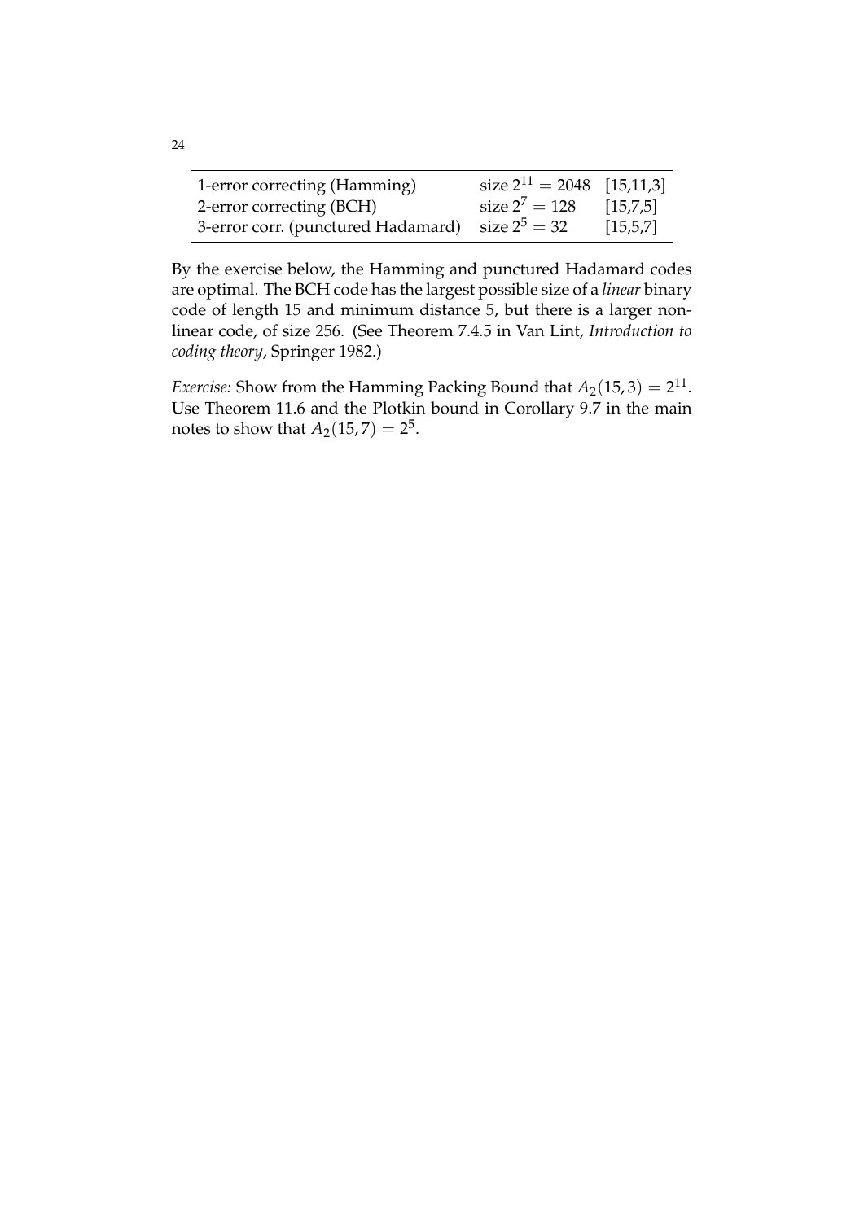| | | |
|---|---|---|
| 1-error correcting (Hamming) | size $2^{11} = 2048$ | [15,11,3] |
| 2-error correcting (BCH) | size $2^7 = 128$ | [15,7,5] |
| 3-error corr. (punctured Hadamard) | size $2^5 = 32$ | [15,5,7] |

By the exercise below, the Hamming and punctured Hadamard codes are optimal. The BCH code has the largest possible size of a *linear* binary code of length 15 and minimum distance 5, but there is a larger non-linear code, of size 256. (See Theorem 7.4.5 in Van Lint, *Introduction to coding theory*, Springer 1982.)

*Exercise:* Show from the Hamming Packing Bound that $A_2(15, 3) = 2^{11}$. Use Theorem 11.6 and the Plotkin bound in Corollary 9.7 in the main notes to show that $A_2(15, 7) = 2^5$.